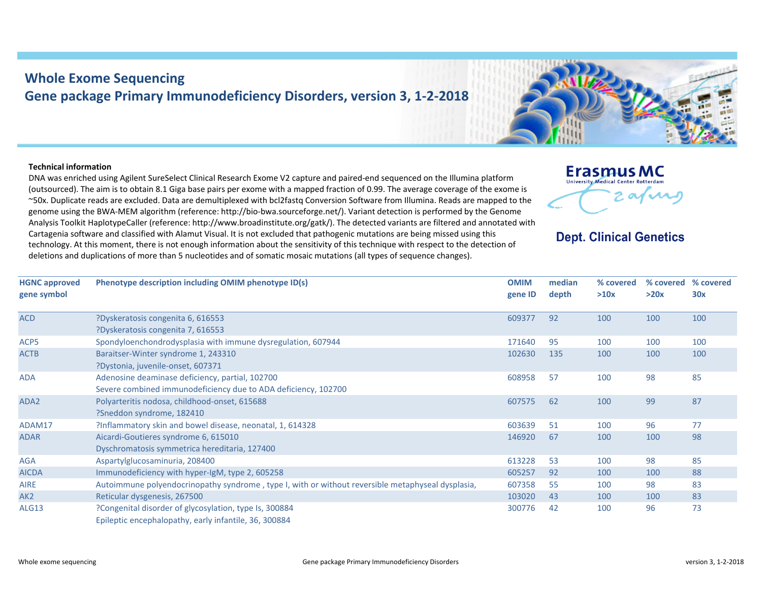# Whole Exome Sequencing
## Gene package Primary Immunodeficiency Disorders, version 3, 1-2-2018

Erasmus MC
University Medical Center Rotterdam

**Dept. Clinical Genetics**

**Technical information**

DNA was enriched using Agilent SureSelect Clinical Research Exome V2 capture and paired-end sequenced on the Illumina platform (outsourced). The aim is to obtain 8.1 Giga base pairs per exome with a mapped fraction of 0.99. The average coverage of the exome is ~50x. Duplicate reads are excluded. Data are demultiplexed with bcl2fastq Conversion Software from Illumina. Reads are mapped to the genome using the BWA-MEM algorithm (reference: http://bio-bwa.sourceforge.net/). Variant detection is performed by the Genome Analysis Toolkit HaplotypeCaller (reference: http://www.broadinstitute.org/gatk/). The detected variants are filtered and annotated with Cartagenia software and classified with Alamut Visual. It is not excluded that pathogenic mutations are being missed using this technology. At this moment, there is not enough information about the sensitivity of this technique with respect to the detection of deletions and duplications of more than 5 nucleotides and of somatic mosaic mutations (all types of sequence changes).

| HGNC approved gene symbol | Phenotype description including OMIM phenotype ID(s) | OMIM gene ID | median depth | % covered >10x | % covered >20x | % covered 30x |
|---|---|---|---|---|---|---|
| ACD | ?Dyskeratosis congenita 6, 616553<br>?Dyskeratosis congenita 7, 616553 | 609377 | 92 | 100 | 100 | 100 |
| ACP5 | Spondyloenchondrodysplasia with immune dysregulation, 607944 | 171640 | 95 | 100 | 100 | 100 |
| ACTB | Baraitser-Winter syndrome 1, 243310<br>?Dystonia, juvenile-onset, 607371 | 102630 | 135 | 100 | 100 | 100 |
| ADA | Adenosine deaminase deficiency, partial, 102700<br>Severe combined immunodeficiency due to ADA deficiency, 102700 | 608958 | 57 | 100 | 98 | 85 |
| ADA2 | Polyarteritis nodosa, childhood-onset, 615688<br>?Sneddon syndrome, 182410 | 607575 | 62 | 100 | 99 | 87 |
| ADAM17 | ?Inflammatory skin and bowel disease, neonatal, 1, 614328 | 603639 | 51 | 100 | 96 | 77 |
| ADAR | Aicardi-Goutieres syndrome 6, 615010<br>Dyschromatosis symmetrica hereditaria, 127400 | 146920 | 67 | 100 | 100 | 98 |
| AGA | Aspartylglucosaminuria, 208400 | 613228 | 53 | 100 | 98 | 85 |
| AICDA | Immunodeficiency with hyper-IgM, type 2, 605258 | 605257 | 92 | 100 | 100 | 88 |
| AIRE | Autoimmune polyendocrinopathy syndrome , type I, with or without reversible metaphyseal dysplasia, | 607358 | 55 | 100 | 98 | 83 |
| AK2 | Reticular dysgenesis, 267500 | 103020 | 43 | 100 | 100 | 83 |
| ALG13 | ?Congenital disorder of glycosylation, type Is, 300884<br>Epileptic encephalopathy, early infantile, 36, 300884 | 300776 | 42 | 100 | 96 | 73 |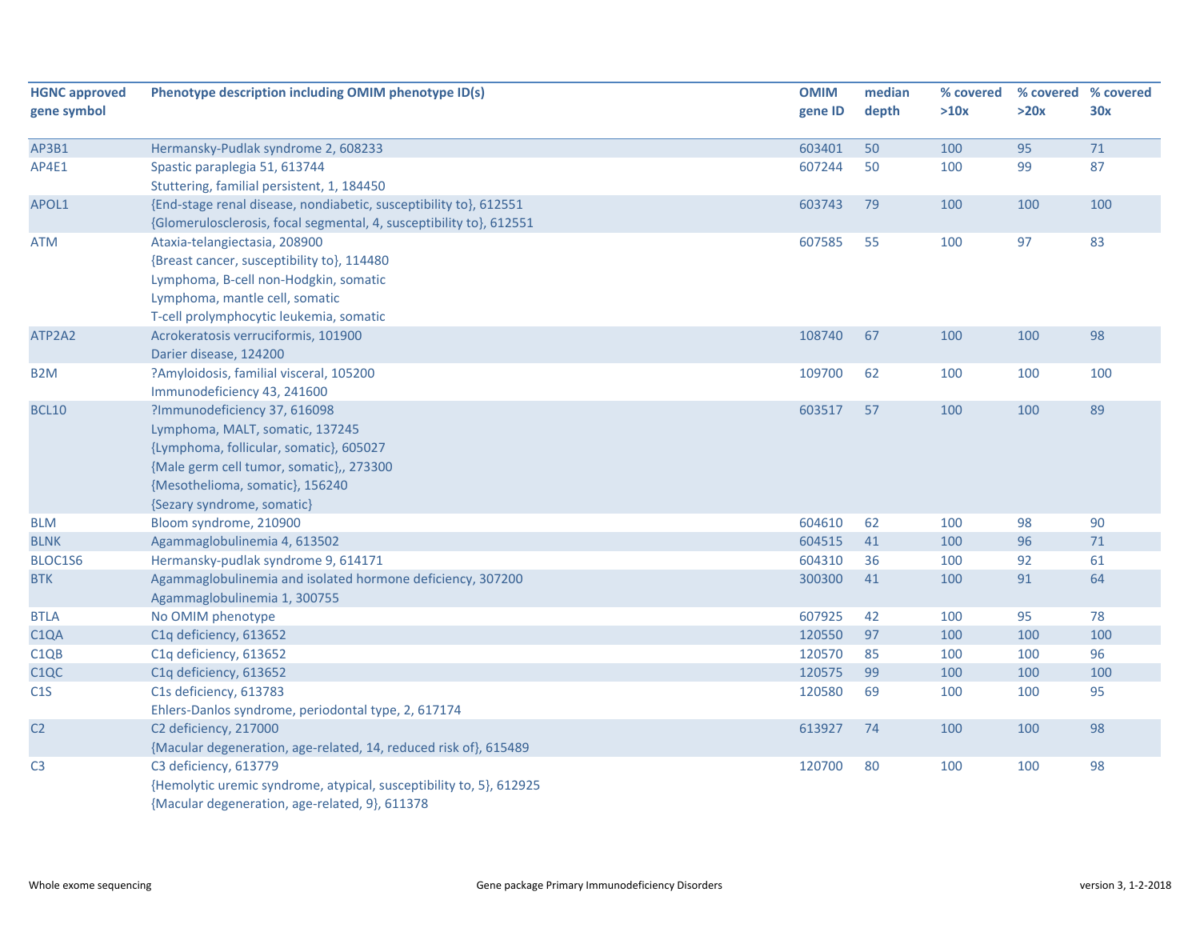| HGNC approved gene symbol | Phenotype description including OMIM phenotype ID(s) | OMIM gene ID | median depth | % covered >10x | % covered >20x | % covered 30x |
|---|---|---|---|---|---|---|
| AP3B1 | Hermansky-Pudlak syndrome 2, 608233 | 603401 | 50 | 100 | 95 | 71 |
| AP4E1 | Spastic paraplegia 51, 613744<br>Stuttering, familial persistent, 1, 184450 | 607244 | 50 | 100 | 99 | 87 |
| APOL1 | {End-stage renal disease, nondiabetic, susceptibility to}, 612551<br>{Glomerulosclerosis, focal segmental, 4, susceptibility to}, 612551 | 603743 | 79 | 100 | 100 | 100 |
| ATM | Ataxia-telangiectasia, 208900<br>{Breast cancer, susceptibility to}, 114480<br>Lymphoma, B-cell non-Hodgkin, somatic<br>Lymphoma, mantle cell, somatic<br>T-cell prolymphocytic leukemia, somatic | 607585 | 55 | 100 | 97 | 83 |
| ATP2A2 | Acrokeratosis verruciformis, 101900<br>Darier disease, 124200 | 108740 | 67 | 100 | 100 | 98 |
| B2M | ?Amyloidosis, familial visceral, 105200<br>Immunodeficiency 43, 241600 | 109700 | 62 | 100 | 100 | 100 |
| BCL10 | ?Immunodeficiency 37, 616098<br>Lymphoma, MALT, somatic, 137245<br>{Lymphoma, follicular, somatic}, 605027<br>{Male germ cell tumor, somatic},, 273300<br>{Mesothelioma, somatic}, 156240<br>{Sezary syndrome, somatic} | 603517 | 57 | 100 | 100 | 89 |
| BLM | Bloom syndrome, 210900 | 604610 | 62 | 100 | 98 | 90 |
| BLNK | Agammaglobulinemia 4, 613502 | 604515 | 41 | 100 | 96 | 71 |
| BLOC1S6 | Hermansky-pudlak syndrome 9, 614171 | 604310 | 36 | 100 | 92 | 61 |
| BTK | Agammaglobulinemia and isolated hormone deficiency, 307200<br>Agammaglobulinemia 1, 300755 | 300300 | 41 | 100 | 91 | 64 |
| BTLA | No OMIM phenotype | 607925 | 42 | 100 | 95 | 78 |
| C1QA | C1q deficiency, 613652 | 120550 | 97 | 100 | 100 | 100 |
| C1QB | C1q deficiency, 613652 | 120570 | 85 | 100 | 100 | 96 |
| C1QC | C1q deficiency, 613652 | 120575 | 99 | 100 | 100 | 100 |
| C1S | C1s deficiency, 613783<br>Ehlers-Danlos syndrome, periodontal type, 2, 617174 | 120580 | 69 | 100 | 100 | 95 |
| C2 | C2 deficiency, 217000<br>{Macular degeneration, age-related, 14, reduced risk of}, 615489 | 613927 | 74 | 100 | 100 | 98 |
| C3 | C3 deficiency, 613779<br>{Hemolytic uremic syndrome, atypical, susceptibility to, 5}, 612925<br>{Macular degeneration, age-related, 9}, 611378 | 120700 | 80 | 100 | 100 | 98 |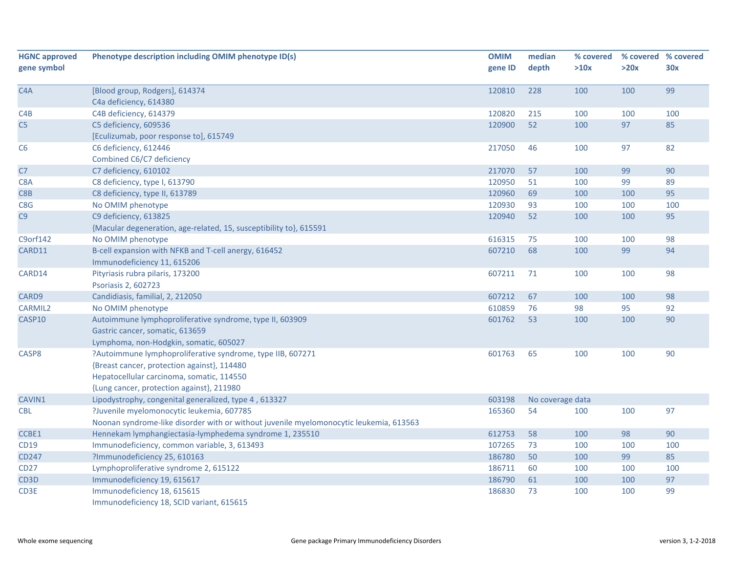| HGNC approved gene symbol | Phenotype description including OMIM phenotype ID(s) | OMIM gene ID | median depth | % covered >10x | % covered >20x | % covered 30x |
|---|---|---|---|---|---|---|
| C4A | [Blood group, Rodgers], 614374<br>C4a deficiency, 614380 | 120810 | 228 | 100 | 100 | 99 |
| C4B | C4B deficiency, 614379 | 120820 | 215 | 100 | 100 | 100 |
| C5 | C5 deficiency, 609536<br>[Eculizumab, poor response to], 615749 | 120900 | 52 | 100 | 97 | 85 |
| C6 | C6 deficiency, 612446<br>Combined C6/C7 deficiency | 217050 | 46 | 100 | 97 | 82 |
| C7 | C7 deficiency, 610102 | 217070 | 57 | 100 | 99 | 90 |
| C8A | C8 deficiency, type I, 613790 | 120950 | 51 | 100 | 99 | 89 |
| C8B | C8 deficiency, type II, 613789 | 120960 | 69 | 100 | 100 | 95 |
| C8G | No OMIM phenotype | 120930 | 93 | 100 | 100 | 100 |
| C9 | C9 deficiency, 613825<br>{Macular degeneration, age-related, 15, susceptibility to}, 615591 | 120940 | 52 | 100 | 100 | 95 |
| C9orf142 | No OMIM phenotype | 616315 | 75 | 100 | 100 | 98 |
| CARD11 | B-cell expansion with NFKB and T-cell anergy, 616452<br>Immunodeficiency 11, 615206 | 607210 | 68 | 100 | 99 | 94 |
| CARD14 | Pityriasis rubra pilaris, 173200<br>Psoriasis 2, 602723 | 607211 | 71 | 100 | 100 | 98 |
| CARD9 | Candidiasis, familial, 2, 212050 | 607212 | 67 | 100 | 100 | 98 |
| CARMIL2 | No OMIM phenotype | 610859 | 76 | 98 | 95 | 92 |
| CASP10 | Autoimmune lymphoproliferative syndrome, type II, 603909<br>Gastric cancer, somatic, 613659<br>Lymphoma, non-Hodgkin, somatic, 605027 | 601762 | 53 | 100 | 100 | 90 |
| CASP8 | ?Autoimmune lymphoproliferative syndrome, type IIB, 607271<br>{Breast cancer, protection against}, 114480<br>Hepatocellular carcinoma, somatic, 114550<br>{Lung cancer, protection against}, 211980 | 601763 | 65 | 100 | 100 | 90 |
| CAVIN1 | Lipodystrophy, congenital generalized, type 4 , 613327 | 603198 | No coverage data | | | |
| CBL | ?Juvenile myelomonocytic leukemia, 607785<br>Noonan syndrome-like disorder with or without juvenile myelomonocytic leukemia, 613563 | 165360 | 54 | 100 | 100 | 97 |
| CCBE1 | Hennekam lymphangiectasia-lymphedema syndrome 1, 235510 | 612753 | 58 | 100 | 98 | 90 |
| CD19 | Immunodeficiency, common variable, 3, 613493 | 107265 | 73 | 100 | 100 | 100 |
| CD247 | ?Immunodeficiency 25, 610163 | 186780 | 50 | 100 | 99 | 85 |
| CD27 | Lymphoproliferative syndrome 2, 615122 | 186711 | 60 | 100 | 100 | 100 |
| CD3D | Immunodeficiency 19, 615617 | 186790 | 61 | 100 | 100 | 97 |
| CD3E | Immunodeficiency 18, 615615<br>Immunodeficiency 18, SCID variant, 615615 | 186830 | 73 | 100 | 100 | 99 |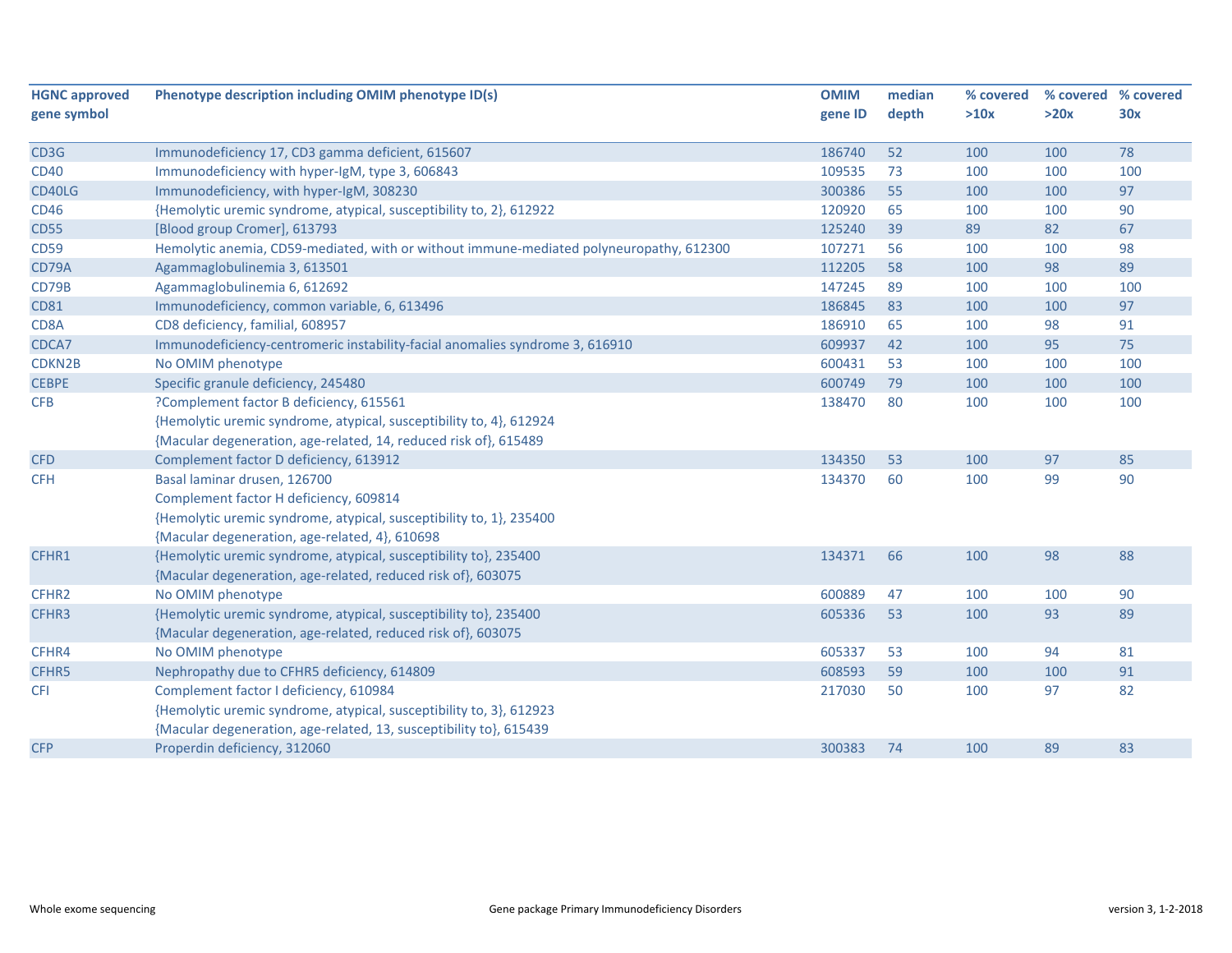| HGNC approved gene symbol | Phenotype description including OMIM phenotype ID(s) | OMIM gene ID | median depth | % covered >10x | % covered >20x | % covered 30x |
|---|---|---|---|---|---|---|
| CD3G | Immunodeficiency 17, CD3 gamma deficient, 615607 | 186740 | 52 | 100 | 100 | 78 |
| CD40 | Immunodeficiency with hyper-IgM, type 3, 606843 | 109535 | 73 | 100 | 100 | 100 |
| CD40LG | Immunodeficiency, with hyper-IgM, 308230 | 300386 | 55 | 100 | 100 | 97 |
| CD46 | {Hemolytic uremic syndrome, atypical, susceptibility to, 2}, 612922 | 120920 | 65 | 100 | 100 | 90 |
| CD55 | [Blood group Cromer], 613793 | 125240 | 39 | 89 | 82 | 67 |
| CD59 | Hemolytic anemia, CD59-mediated, with or without immune-mediated polyneuropathy, 612300 | 107271 | 56 | 100 | 100 | 98 |
| CD79A | Agammaglobulinemia 3, 613501 | 112205 | 58 | 100 | 98 | 89 |
| CD79B | Agammaglobulinemia 6, 612692 | 147245 | 89 | 100 | 100 | 100 |
| CD81 | Immunodeficiency, common variable, 6, 613496 | 186845 | 83 | 100 | 100 | 97 |
| CD8A | CD8 deficiency, familial, 608957 | 186910 | 65 | 100 | 98 | 91 |
| CDCA7 | Immunodeficiency-centromeric instability-facial anomalies syndrome 3, 616910 | 609937 | 42 | 100 | 95 | 75 |
| CDKN2B | No OMIM phenotype | 600431 | 53 | 100 | 100 | 100 |
| CEBPE | Specific granule deficiency, 245480 | 600749 | 79 | 100 | 100 | 100 |
| CFB | ?Complement factor B deficiency, 615561<br>{Hemolytic uremic syndrome, atypical, susceptibility to, 4}, 612924<br>{Macular degeneration, age-related, 14, reduced risk of}, 615489 | 138470 | 80 | 100 | 100 | 100 |
| CFD | Complement factor D deficiency, 613912 | 134350 | 53 | 100 | 97 | 85 |
| CFH | Basal laminar drusen, 126700<br>Complement factor H deficiency, 609814<br>{Hemolytic uremic syndrome, atypical, susceptibility to, 1}, 235400<br>{Macular degeneration, age-related, 4}, 610698 | 134370 | 60 | 100 | 99 | 90 |
| CFHR1 | {Hemolytic uremic syndrome, atypical, susceptibility to}, 235400<br>{Macular degeneration, age-related, reduced risk of}, 603075 | 134371 | 66 | 100 | 98 | 88 |
| CFHR2 | No OMIM phenotype | 600889 | 47 | 100 | 100 | 90 |
| CFHR3 | {Hemolytic uremic syndrome, atypical, susceptibility to}, 235400<br>{Macular degeneration, age-related, reduced risk of}, 603075 | 605336 | 53 | 100 | 93 | 89 |
| CFHR4 | No OMIM phenotype | 605337 | 53 | 100 | 94 | 81 |
| CFHR5 | Nephropathy due to CFHR5 deficiency, 614809 | 608593 | 59 | 100 | 100 | 91 |
| CFI | Complement factor I deficiency, 610984<br>{Hemolytic uremic syndrome, atypical, susceptibility to, 3}, 612923<br>{Macular degeneration, age-related, 13, susceptibility to}, 615439 | 217030 | 50 | 100 | 97 | 82 |
| CFP | Properdin deficiency, 312060 | 300383 | 74 | 100 | 89 | 83 |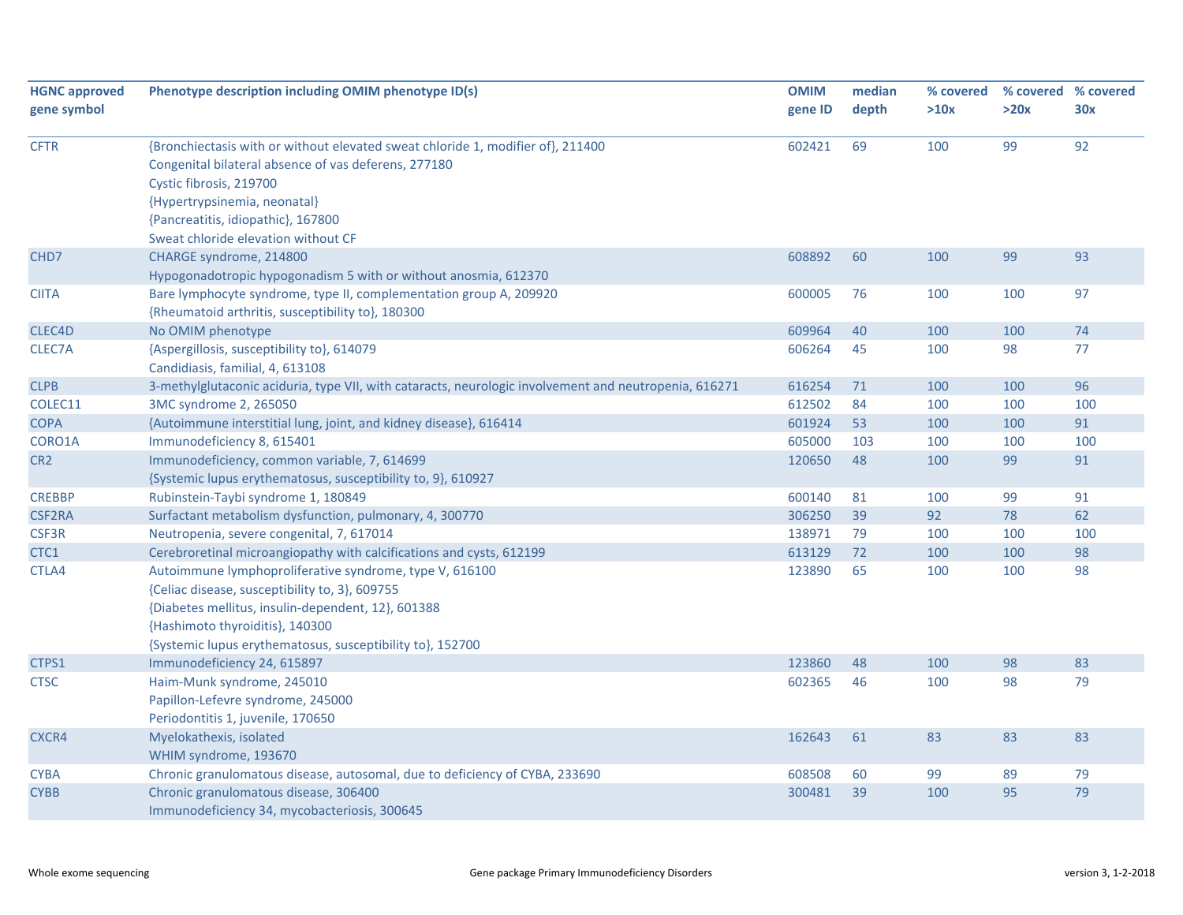| HGNC approved gene symbol | Phenotype description including OMIM phenotype ID(s) | OMIM gene ID | median depth | % covered >10x | % covered >20x | % covered 30x |
|---|---|---|---|---|---|---|
| CFTR | {Bronchiectasis with or without elevated sweat chloride 1, modifier of}, 211400<br>Congenital bilateral absence of vas deferens, 277180<br>Cystic fibrosis, 219700<br>{Hypertrypsinemia, neonatal}<br>{Pancreatitis, idiopathic}, 167800<br>Sweat chloride elevation without CF | 602421 | 69 | 100 | 99 | 92 |
| CHD7 | CHARGE syndrome, 214800<br>Hypogonadotropic hypogonadism 5 with or without anosmia, 612370 | 608892 | 60 | 100 | 99 | 93 |
| CIITA | Bare lymphocyte syndrome, type II, complementation group A, 209920<br>{Rheumatoid arthritis, susceptibility to}, 180300 | 600005 | 76 | 100 | 100 | 97 |
| CLEC4D | No OMIM phenotype | 609964 | 40 | 100 | 100 | 74 |
| CLEC7A | {Aspergillosis, susceptibility to}, 614079<br>Candidiasis, familial, 4, 613108 | 606264 | 45 | 100 | 98 | 77 |
| CLPB | 3-methylglutaconic aciduria, type VII, with cataracts, neurologic involvement and neutropenia, 616271 | 616254 | 71 | 100 | 100 | 96 |
| COLEC11 | 3MC syndrome 2, 265050 | 612502 | 84 | 100 | 100 | 100 |
| COPA | {Autoimmune interstitial lung, joint, and kidney disease}, 616414 | 601924 | 53 | 100 | 100 | 91 |
| CORO1A | Immunodeficiency 8, 615401 | 605000 | 103 | 100 | 100 | 100 |
| CR2 | Immunodeficiency, common variable, 7, 614699<br>{Systemic lupus erythematosus, susceptibility to, 9}, 610927 | 120650 | 48 | 100 | 99 | 91 |
| CREBBP | Rubinstein-Taybi syndrome 1, 180849 | 600140 | 81 | 100 | 99 | 91 |
| CSF2RA | Surfactant metabolism dysfunction, pulmonary, 4, 300770 | 306250 | 39 | 92 | 78 | 62 |
| CSF3R | Neutropenia, severe congenital, 7, 617014 | 138971 | 79 | 100 | 100 | 100 |
| CTC1 | Cerebroretinal microangiopathy with calcifications and cysts, 612199 | 613129 | 72 | 100 | 100 | 98 |
| CTLA4 | Autoimmune lymphoproliferative syndrome, type V, 616100<br>{Celiac disease, susceptibility to, 3}, 609755<br>{Diabetes mellitus, insulin-dependent, 12}, 601388<br>{Hashimoto thyroiditis}, 140300<br>{Systemic lupus erythematosus, susceptibility to}, 152700 | 123890 | 65 | 100 | 100 | 98 |
| CTPS1 | Immunodeficiency 24, 615897 | 123860 | 48 | 100 | 98 | 83 |
| CTSC | Haim-Munk syndrome, 245010<br>Papillon-Lefevre syndrome, 245000<br>Periodontitis 1, juvenile, 170650 | 602365 | 46 | 100 | 98 | 79 |
| CXCR4 | Myelokathexis, isolated<br>WHIM syndrome, 193670 | 162643 | 61 | 83 | 83 | 83 |
| CYBA | Chronic granulomatous disease, autosomal, due to deficiency of CYBA, 233690 | 608508 | 60 | 99 | 89 | 79 |
| CYBB | Chronic granulomatous disease, 306400<br>Immunodeficiency 34, mycobacteriosis, 300645 | 300481 | 39 | 100 | 95 | 79 |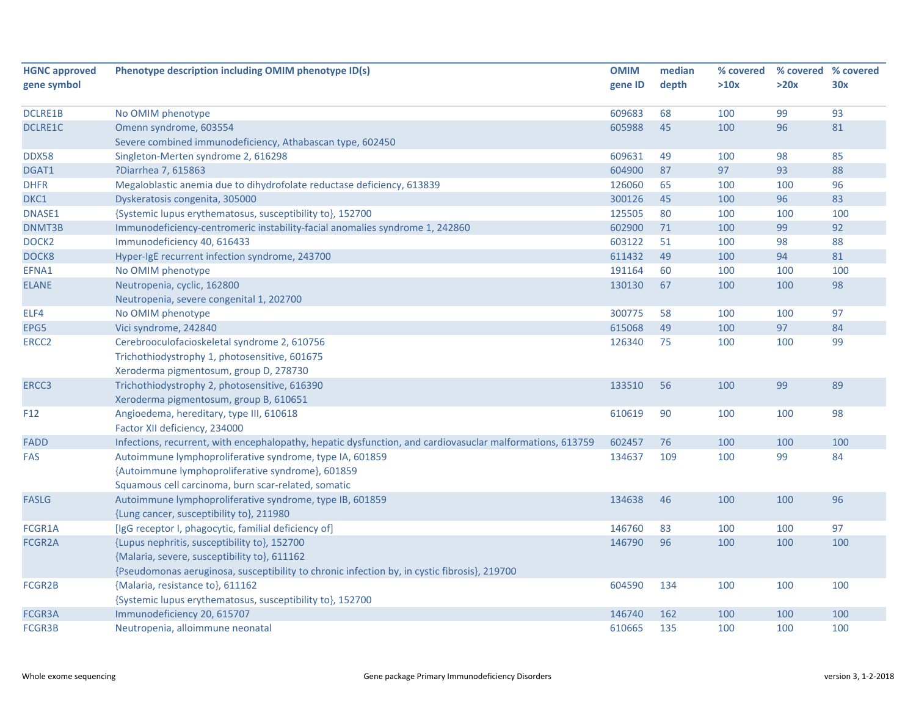| HGNC approved gene symbol | Phenotype description including OMIM phenotype ID(s) | OMIM gene ID | median depth | % covered >10x | % covered >20x | % covered 30x |
|---|---|---|---|---|---|---|
| DCLRE1B | No OMIM phenotype | 609683 | 68 | 100 | 99 | 93 |
| DCLRE1C | Omenn syndrome, 603554<br>Severe combined immunodeficiency, Athabascan type, 602450 | 605988 | 45 | 100 | 96 | 81 |
| DDX58 | Singleton-Merten syndrome 2, 616298 | 609631 | 49 | 100 | 98 | 85 |
| DGAT1 | ?Diarrhea 7, 615863 | 604900 | 87 | 97 | 93 | 88 |
| DHFR | Megaloblastic anemia due to dihydrofolate reductase deficiency, 613839 | 126060 | 65 | 100 | 100 | 96 |
| DKC1 | Dyskeratosis congenita, 305000 | 300126 | 45 | 100 | 96 | 83 |
| DNASE1 | {Systemic lupus erythematosus, susceptibility to}, 152700 | 125505 | 80 | 100 | 100 | 100 |
| DNMT3B | Immunodeficiency-centromeric instability-facial anomalies syndrome 1, 242860 | 602900 | 71 | 100 | 99 | 92 |
| DOCK2 | Immunodeficiency 40, 616433 | 603122 | 51 | 100 | 98 | 88 |
| DOCK8 | Hyper-IgE recurrent infection syndrome, 243700 | 611432 | 49 | 100 | 94 | 81 |
| EFNA1 | No OMIM phenotype | 191164 | 60 | 100 | 100 | 100 |
| ELANE | Neutropenia, cyclic, 162800<br>Neutropenia, severe congenital 1, 202700 | 130130 | 67 | 100 | 100 | 98 |
| ELF4 | No OMIM phenotype | 300775 | 58 | 100 | 100 | 97 |
| EPG5 | Vici syndrome, 242840 | 615068 | 49 | 100 | 97 | 84 |
| ERCC2 | Cerebrooculofacioskeletal syndrome 2, 610756<br>Trichothiodystrophy 1, photosensitive, 601675<br>Xeroderma pigmentosum, group D, 278730 | 126340 | 75 | 100 | 100 | 99 |
| ERCC3 | Trichothiodystrophy 2, photosensitive, 616390<br>Xeroderma pigmentosum, group B, 610651 | 133510 | 56 | 100 | 99 | 89 |
| F12 | Angioedema, hereditary, type III, 610618<br>Factor XII deficiency, 234000 | 610619 | 90 | 100 | 100 | 98 |
| FADD | Infections, recurrent, with encephalopathy, hepatic dysfunction, and cardiovasuclar malformations, 613759 | 602457 | 76 | 100 | 100 | 100 |
| FAS | Autoimmune lymphoproliferative syndrome, type IA, 601859<br>{Autoimmune lymphoproliferative syndrome}, 601859<br>Squamous cell carcinoma, burn scar-related, somatic | 134637 | 109 | 100 | 99 | 84 |
| FASLG | Autoimmune lymphoproliferative syndrome, type IB, 601859<br>{Lung cancer, susceptibility to}, 211980 | 134638 | 46 | 100 | 100 | 96 |
| FCGR1A | [IgG receptor I, phagocytic, familial deficiency of] | 146760 | 83 | 100 | 100 | 97 |
| FCGR2A | {Lupus nephritis, susceptibility to}, 152700<br>{Malaria, severe, susceptibility to}, 611162<br>{Pseudomonas aeruginosa, susceptibility to chronic infection by, in cystic fibrosis}, 219700 | 146790 | 96 | 100 | 100 | 100 |
| FCGR2B | {Malaria, resistance to}, 611162<br>{Systemic lupus erythematosus, susceptibility to}, 152700 | 604590 | 134 | 100 | 100 | 100 |
| FCGR3A | Immunodeficiency 20, 615707 | 146740 | 162 | 100 | 100 | 100 |
| FCGR3B | Neutropenia, alloimmune neonatal | 610665 | 135 | 100 | 100 | 100 |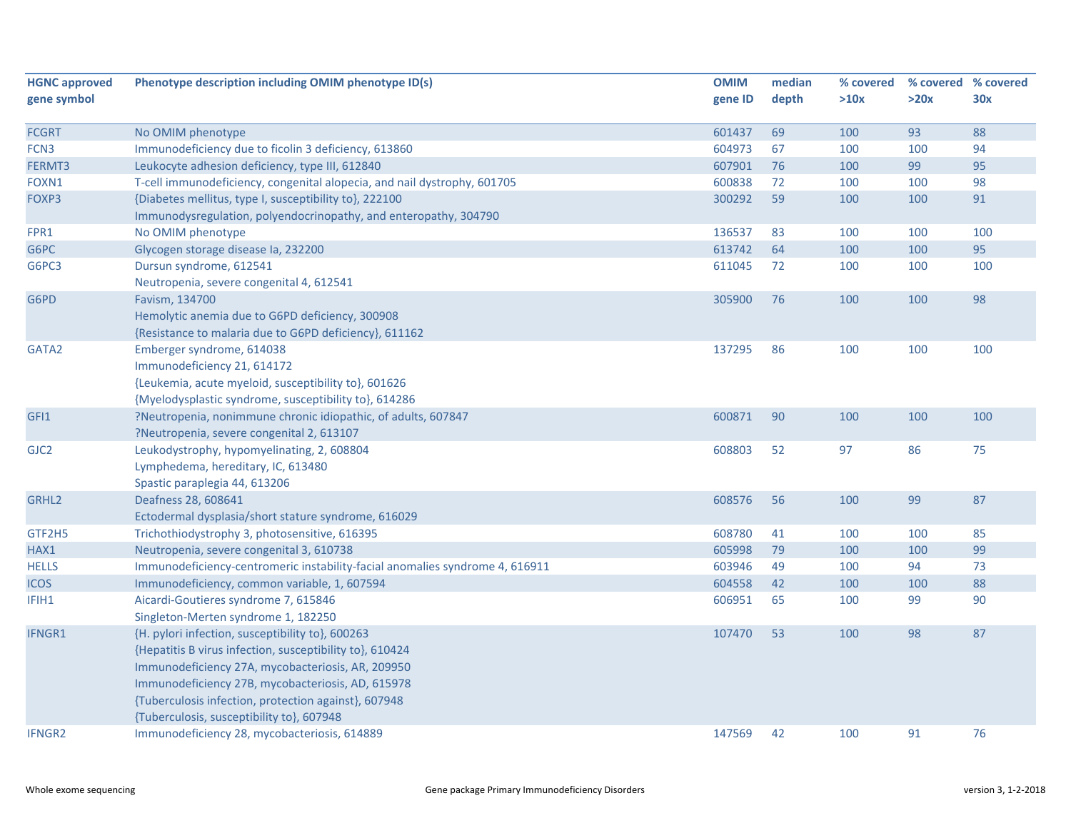| HGNC approved gene symbol | Phenotype description including OMIM phenotype ID(s) | OMIM gene ID | median depth | % covered >10x | % covered >20x | % covered 30x |
|---|---|---|---|---|---|---|
| FCGRT | No OMIM phenotype | 601437 | 69 | 100 | 93 | 88 |
| FCN3 | Immunodeficiency due to ficolin 3 deficiency, 613860 | 604973 | 67 | 100 | 100 | 94 |
| FERMT3 | Leukocyte adhesion deficiency, type III, 612840 | 607901 | 76 | 100 | 99 | 95 |
| FOXN1 | T-cell immunodeficiency, congenital alopecia, and nail dystrophy, 601705 | 600838 | 72 | 100 | 100 | 98 |
| FOXP3 | {Diabetes mellitus, type I, susceptibility to}, 222100<br>Immunodysregulation, polyendocrinopathy, and enteropathy, 304790 | 300292 | 59 | 100 | 100 | 91 |
| FPR1 | No OMIM phenotype | 136537 | 83 | 100 | 100 | 100 |
| G6PC | Glycogen storage disease Ia, 232200 | 613742 | 64 | 100 | 100 | 95 |
| G6PC3 | Dursun syndrome, 612541<br>Neutropenia, severe congenital 4, 612541 | 611045 | 72 | 100 | 100 | 100 |
| G6PD | Favism, 134700<br>Hemolytic anemia due to G6PD deficiency, 300908<br>{Resistance to malaria due to G6PD deficiency}, 611162 | 305900 | 76 | 100 | 100 | 98 |
| GATA2 | Emberger syndrome, 614038<br>Immunodeficiency 21, 614172<br>{Leukemia, acute myeloid, susceptibility to}, 601626<br>{Myelodysplastic syndrome, susceptibility to}, 614286 | 137295 | 86 | 100 | 100 | 100 |
| GFI1 | ?Neutropenia, nonimmune chronic idiopathic, of adults, 607847<br>?Neutropenia, severe congenital 2, 613107 | 600871 | 90 | 100 | 100 | 100 |
| GJC2 | Leukodystrophy, hypomyelinating, 2, 608804<br>Lymphedema, hereditary, IC, 613480<br>Spastic paraplegia 44, 613206 | 608803 | 52 | 97 | 86 | 75 |
| GRHL2 | Deafness 28, 608641<br>Ectodermal dysplasia/short stature syndrome, 616029 | 608576 | 56 | 100 | 99 | 87 |
| GTF2H5 | Trichothiodystrophy 3, photosensitive, 616395 | 608780 | 41 | 100 | 100 | 85 |
| HAX1 | Neutropenia, severe congenital 3, 610738 | 605998 | 79 | 100 | 100 | 99 |
| HELLS | Immunodeficiency-centromeric instability-facial anomalies syndrome 4, 616911 | 603946 | 49 | 100 | 94 | 73 |
| ICOS | Immunodeficiency, common variable, 1, 607594 | 604558 | 42 | 100 | 100 | 88 |
| IFIH1 | Aicardi-Goutieres syndrome 7, 615846<br>Singleton-Merten syndrome 1, 182250 | 606951 | 65 | 100 | 99 | 90 |
| IFNGR1 | {H. pylori infection, susceptibility to}, 600263<br>{Hepatitis B virus infection, susceptibility to}, 610424<br>Immunodeficiency 27A, mycobacteriosis, AR, 209950<br>Immunodeficiency 27B, mycobacteriosis, AD, 615978<br>{Tuberculosis infection, protection against}, 607948<br>{Tuberculosis, susceptibility to}, 607948 | 107470 | 53 | 100 | 98 | 87 |
| IFNGR2 | Immunodeficiency 28, mycobacteriosis, 614889 | 147569 | 42 | 100 | 91 | 76 |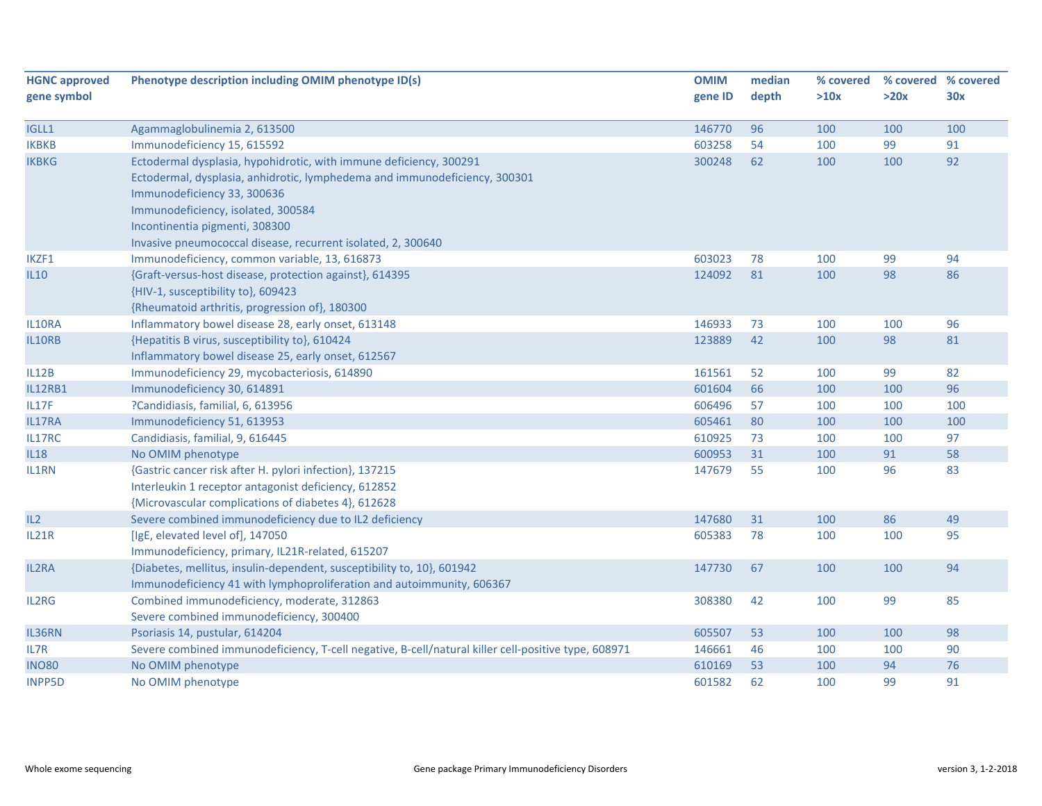| HGNC approved gene symbol | Phenotype description including OMIM phenotype ID(s) | OMIM gene ID | median depth | % covered >10x | % covered >20x | % covered 30x |
|---|---|---|---|---|---|---|
| IGLL1 | Agammaglobulinemia 2, 613500 | 146770 | 96 | 100 | 100 | 100 |
| IKBKB | Immunodeficiency 15, 615592 | 603258 | 54 | 100 | 99 | 91 |
| IKBKG | Ectodermal dysplasia, hypohidrotic, with immune deficiency, 300291<br>Ectodermal, dysplasia, anhidrotic, lymphedema and immunodeficiency, 300301<br>Immunodeficiency 33, 300636<br>Immunodeficiency, isolated, 300584<br>Incontinentia pigmenti, 308300<br>Invasive pneumococcal disease, recurrent isolated, 2, 300640 | 300248 | 62 | 100 | 100 | 92 |
| IKZF1 | Immunodeficiency, common variable, 13, 616873 | 603023 | 78 | 100 | 99 | 94 |
| IL10 | {Graft-versus-host disease, protection against}, 614395<br>{HIV-1, susceptibility to}, 609423<br>{Rheumatoid arthritis, progression of}, 180300 | 124092 | 81 | 100 | 98 | 86 |
| IL10RA | Inflammatory bowel disease 28, early onset, 613148 | 146933 | 73 | 100 | 100 | 96 |
| IL10RB | {Hepatitis B virus, susceptibility to}, 610424<br>Inflammatory bowel disease 25, early onset, 612567 | 123889 | 42 | 100 | 98 | 81 |
| IL12B | Immunodeficiency 29, mycobacteriosis, 614890 | 161561 | 52 | 100 | 99 | 82 |
| IL12RB1 | Immunodeficiency 30, 614891 | 601604 | 66 | 100 | 100 | 96 |
| IL17F | ?Candidiasis, familial, 6, 613956 | 606496 | 57 | 100 | 100 | 100 |
| IL17RA | Immunodeficiency 51, 613953 | 605461 | 80 | 100 | 100 | 100 |
| IL17RC | Candidiasis, familial, 9, 616445 | 610925 | 73 | 100 | 100 | 97 |
| IL18 | No OMIM phenotype | 600953 | 31 | 100 | 91 | 58 |
| IL1RN | {Gastric cancer risk after H. pylori infection}, 137215<br>Interleukin 1 receptor antagonist deficiency, 612852<br>{Microvascular complications of diabetes 4}, 612628 | 147679 | 55 | 100 | 96 | 83 |
| IL2 | Severe combined immunodeficiency due to IL2 deficiency | 147680 | 31 | 100 | 86 | 49 |
| IL21R | [IgE, elevated level of], 147050<br>Immunodeficiency, primary, IL21R-related, 615207 | 605383 | 78 | 100 | 100 | 95 |
| IL2RA | {Diabetes, mellitus, insulin-dependent, susceptibility to, 10}, 601942<br>Immunodeficiency 41 with lymphoproliferation and autoimmunity, 606367 | 147730 | 67 | 100 | 100 | 94 |
| IL2RG | Combined immunodeficiency, moderate, 312863<br>Severe combined immunodeficiency, 300400 | 308380 | 42 | 100 | 99 | 85 |
| IL36RN | Psoriasis 14, pustular, 614204 | 605507 | 53 | 100 | 100 | 98 |
| IL7R | Severe combined immunodeficiency, T-cell negative, B-cell/natural killer cell-positive type, 608971 | 146661 | 46 | 100 | 100 | 90 |
| INO80 | No OMIM phenotype | 610169 | 53 | 100 | 94 | 76 |
| INPP5D | No OMIM phenotype | 601582 | 62 | 100 | 99 | 91 |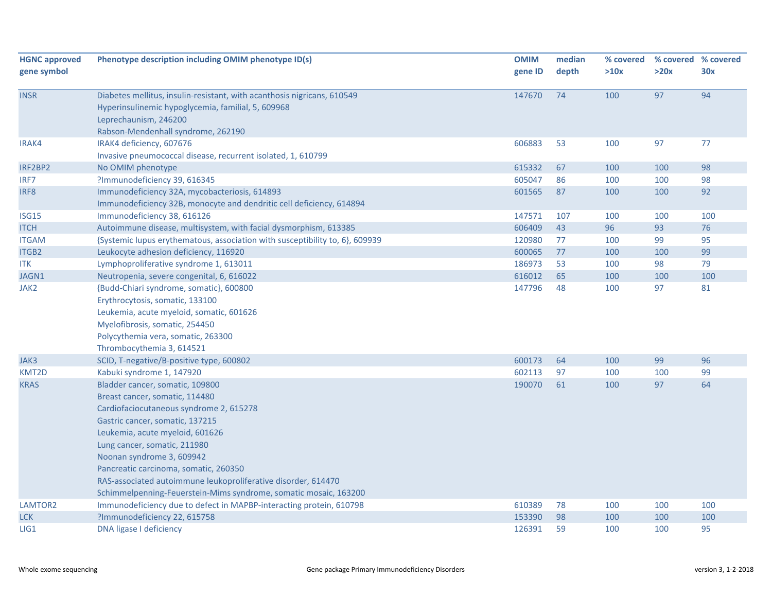| HGNC approved gene symbol | Phenotype description including OMIM phenotype ID(s) | OMIM gene ID | median depth | % covered >10x | % covered >20x | % covered 30x |
|---|---|---|---|---|---|---|
| INSR | Diabetes mellitus, insulin-resistant, with acanthosis nigricans, 610549<br>Hyperinsulinemic hypoglycemia, familial, 5, 609968<br>Leprechaunism, 246200<br>Rabson-Mendenhall syndrome, 262190 | 147670 | 74 | 100 | 97 | 94 |
| IRAK4 | IRAK4 deficiency, 607676<br>Invasive pneumococcal disease, recurrent isolated, 1, 610799 | 606883 | 53 | 100 | 97 | 77 |
| IRF2BP2 | No OMIM phenotype | 615332 | 67 | 100 | 100 | 98 |
| IRF7 | ?Immunodeficiency 39, 616345 | 605047 | 86 | 100 | 100 | 98 |
| IRF8 | Immunodeficiency 32A, mycobacteriosis, 614893<br>Immunodeficiency 32B, monocyte and dendritic cell deficiency, 614894 | 601565 | 87 | 100 | 100 | 92 |
| ISG15 | Immunodeficiency 38, 616126 | 147571 | 107 | 100 | 100 | 100 |
| ITCH | Autoimmune disease, multisystem, with facial dysmorphism, 613385 | 606409 | 43 | 96 | 93 | 76 |
| ITGAM | {Systemic lupus erythematous, association with susceptibility to, 6}, 609939 | 120980 | 77 | 100 | 99 | 95 |
| ITGB2 | Leukocyte adhesion deficiency, 116920 | 600065 | 77 | 100 | 100 | 99 |
| ITK | Lymphoproliferative syndrome 1, 613011 | 186973 | 53 | 100 | 98 | 79 |
| JAGN1 | Neutropenia, severe congenital, 6, 616022 | 616012 | 65 | 100 | 100 | 100 |
| JAK2 | {Budd-Chiari syndrome, somatic}, 600800<br>Erythrocytosis, somatic, 133100<br>Leukemia, acute myeloid, somatic, 601626<br>Myelofibrosis, somatic, 254450<br>Polycythemia vera, somatic, 263300<br>Thrombocythemia 3, 614521 | 147796 | 48 | 100 | 97 | 81 |
| JAK3 | SCID, T-negative/B-positive type, 600802 | 600173 | 64 | 100 | 99 | 96 |
| KMT2D | Kabuki syndrome 1, 147920 | 602113 | 97 | 100 | 100 | 99 |
| KRAS | Bladder cancer, somatic, 109800<br>Breast cancer, somatic, 114480<br>Cardiofaciocutaneous syndrome 2, 615278<br>Gastric cancer, somatic, 137215<br>Leukemia, acute myeloid, 601626<br>Lung cancer, somatic, 211980<br>Noonan syndrome 3, 609942<br>Pancreatic carcinoma, somatic, 260350<br>RAS-associated autoimmune leukoproliferative disorder, 614470<br>Schimmelpenning-Feuerstein-Mims syndrome, somatic mosaic, 163200 | 190070 | 61 | 100 | 97 | 64 |
| LAMTOR2 | Immunodeficiency due to defect in MAPBP-interacting protein, 610798 | 610389 | 78 | 100 | 100 | 100 |
| LCK | ?Immunodeficiency 22, 615758 | 153390 | 98 | 100 | 100 | 100 |
| LIG1 | DNA ligase I deficiency | 126391 | 59 | 100 | 100 | 95 |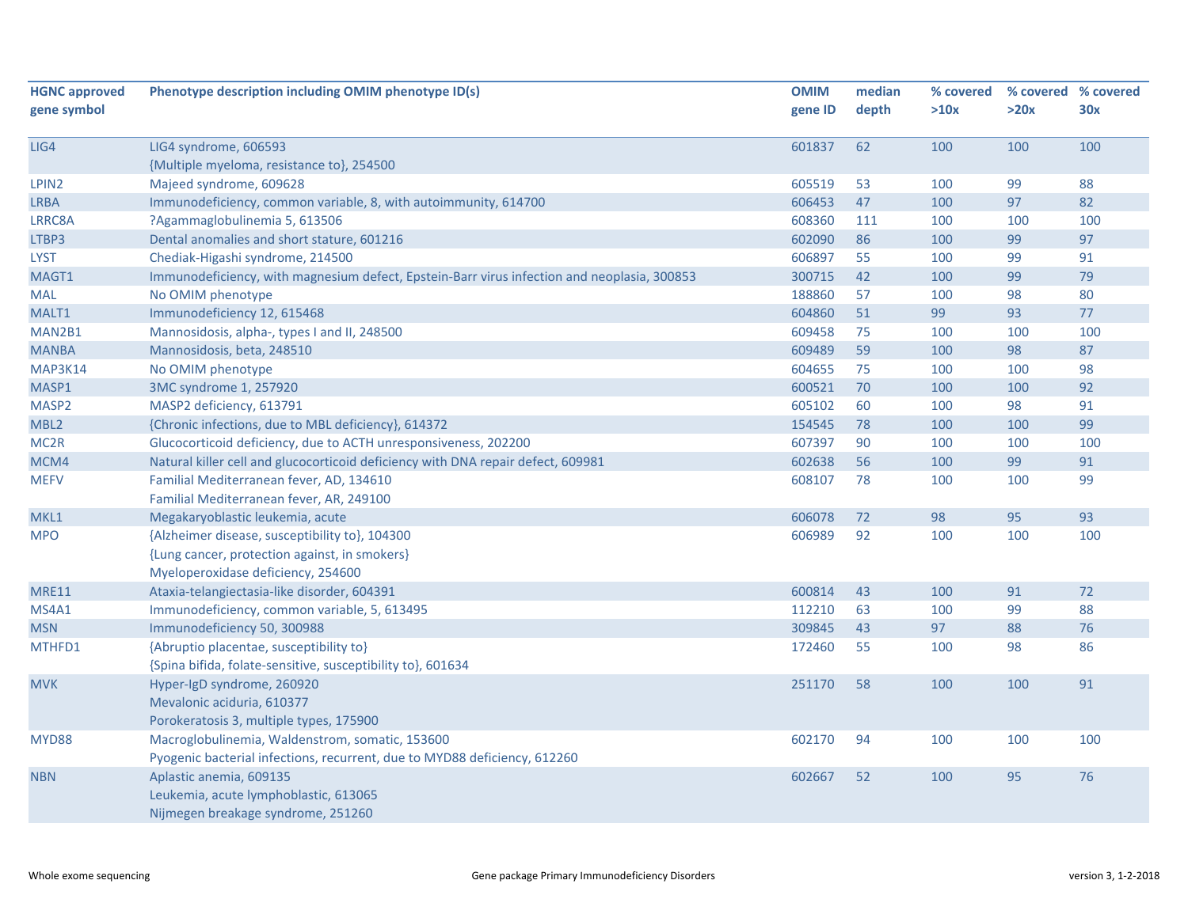| HGNC approved gene symbol | Phenotype description including OMIM phenotype ID(s) | OMIM gene ID | median depth | % covered >10x | % covered >20x | % covered 30x |
|---|---|---|---|---|---|---|
| LIG4 | LIG4 syndrome, 606593<br>{Multiple myeloma, resistance to}, 254500 | 601837 | 62 | 100 | 100 | 100 |
| LPIN2 | Majeed syndrome, 609628 | 605519 | 53 | 100 | 99 | 88 |
| LRBA | Immunodeficiency, common variable, 8, with autoimmunity, 614700 | 606453 | 47 | 100 | 97 | 82 |
| LRRC8A | ?Agammaglobulinemia 5, 613506 | 608360 | 111 | 100 | 100 | 100 |
| LTBP3 | Dental anomalies and short stature, 601216 | 602090 | 86 | 100 | 99 | 97 |
| LYST | Chediak-Higashi syndrome, 214500 | 606897 | 55 | 100 | 99 | 91 |
| MAGT1 | Immunodeficiency, with magnesium defect, Epstein-Barr virus infection and neoplasia, 300853 | 300715 | 42 | 100 | 99 | 79 |
| MAL | No OMIM phenotype | 188860 | 57 | 100 | 98 | 80 |
| MALT1 | Immunodeficiency 12, 615468 | 604860 | 51 | 99 | 93 | 77 |
| MAN2B1 | Mannosidosis, alpha-, types I and II, 248500 | 609458 | 75 | 100 | 100 | 100 |
| MANBA | Mannosidosis, beta, 248510 | 609489 | 59 | 100 | 98 | 87 |
| MAP3K14 | No OMIM phenotype | 604655 | 75 | 100 | 100 | 98 |
| MASP1 | 3MC syndrome 1, 257920 | 600521 | 70 | 100 | 100 | 92 |
| MASP2 | MASP2 deficiency, 613791 | 605102 | 60 | 100 | 98 | 91 |
| MBL2 | {Chronic infections, due to MBL deficiency}, 614372 | 154545 | 78 | 100 | 100 | 99 |
| MC2R | Glucocorticoid deficiency, due to ACTH unresponsiveness, 202200 | 607397 | 90 | 100 | 100 | 100 |
| MCM4 | Natural killer cell and glucocorticoid deficiency with DNA repair defect, 609981 | 602638 | 56 | 100 | 99 | 91 |
| MEFV | Familial Mediterranean fever, AD, 134610<br>Familial Mediterranean fever, AR, 249100 | 608107 | 78 | 100 | 100 | 99 |
| MKL1 | Megakaryoblastic leukemia, acute | 606078 | 72 | 98 | 95 | 93 |
| MPO | {Alzheimer disease, susceptibility to}, 104300<br>{Lung cancer, protection against, in smokers}<br>Myeloperoxidase deficiency, 254600 | 606989 | 92 | 100 | 100 | 100 |
| MRE11 | Ataxia-telangiectasia-like disorder, 604391 | 600814 | 43 | 100 | 91 | 72 |
| MS4A1 | Immunodeficiency, common variable, 5, 613495 | 112210 | 63 | 100 | 99 | 88 |
| MSN | Immunodeficiency 50, 300988 | 309845 | 43 | 97 | 88 | 76 |
| MTHFD1 | {Abruptio placentae, susceptibility to}<br>{Spina bifida, folate-sensitive, susceptibility to}, 601634 | 172460 | 55 | 100 | 98 | 86 |
| MVK | Hyper-IgD syndrome, 260920<br>Mevalonic aciduria, 610377<br>Porokeratosis 3, multiple types, 175900 | 251170 | 58 | 100 | 100 | 91 |
| MYD88 | Macroglobulinemia, Waldenstrom, somatic, 153600<br>Pyogenic bacterial infections, recurrent, due to MYD88 deficiency, 612260 | 602170 | 94 | 100 | 100 | 100 |
| NBN | Aplastic anemia, 609135<br>Leukemia, acute lymphoblastic, 613065<br>Nijmegen breakage syndrome, 251260 | 602667 | 52 | 100 | 95 | 76 |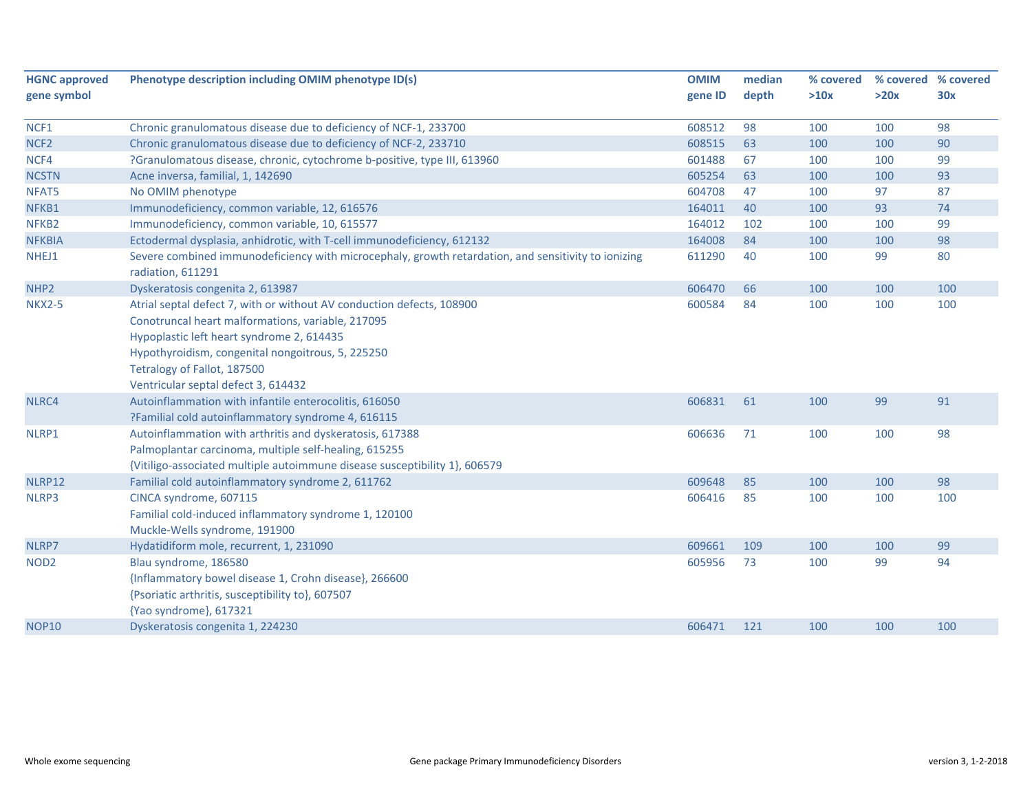| HGNC approved gene symbol | Phenotype description including OMIM phenotype ID(s) | OMIM gene ID | median depth | % covered >10x | % covered >20x | % covered 30x |
|---|---|---|---|---|---|---|
| NCF1 | Chronic granulomatous disease due to deficiency of NCF-1, 233700 | 608512 | 98 | 100 | 100 | 98 |
| NCF2 | Chronic granulomatous disease due to deficiency of NCF-2, 233710 | 608515 | 63 | 100 | 100 | 90 |
| NCF4 | ?Granulomatous disease, chronic, cytochrome b-positive, type III, 613960 | 601488 | 67 | 100 | 100 | 99 |
| NCSTN | Acne inversa, familial, 1, 142690 | 605254 | 63 | 100 | 100 | 93 |
| NFAT5 | No OMIM phenotype | 604708 | 47 | 100 | 97 | 87 |
| NFKB1 | Immunodeficiency, common variable, 12, 616576 | 164011 | 40 | 100 | 93 | 74 |
| NFKB2 | Immunodeficiency, common variable, 10, 615577 | 164012 | 102 | 100 | 100 | 99 |
| NFKBIA | Ectodermal dysplasia, anhidrotic, with T-cell immunodeficiency, 612132 | 164008 | 84 | 100 | 100 | 98 |
| NHEJ1 | Severe combined immunodeficiency with microcephaly, growth retardation, and sensitivity to ionizing radiation, 611291 | 611290 | 40 | 100 | 99 | 80 |
| NHP2 | Dyskeratosis congenita 2, 613987 | 606470 | 66 | 100 | 100 | 100 |
| NKX2-5 | Atrial septal defect 7, with or without AV conduction defects, 108900<br>Conotruncal heart malformations, variable, 217095<br>Hypoplastic left heart syndrome 2, 614435<br>Hypothyroidism, congenital nongoitrous, 5, 225250<br>Tetralogy of Fallot, 187500<br>Ventricular septal defect 3, 614432 | 600584 | 84 | 100 | 100 | 100 |
| NLRC4 | Autoinflammation with infantile enterocolitis, 616050<br>?Familial cold autoinflammatory syndrome 4, 616115 | 606831 | 61 | 100 | 99 | 91 |
| NLRP1 | Autoinflammation with arthritis and dyskeratosis, 617388<br>Palmoplantar carcinoma, multiple self-healing, 615255<br>{Vitiligo-associated multiple autoimmune disease susceptibility 1}, 606579 | 606636 | 71 | 100 | 100 | 98 |
| NLRP12 | Familial cold autoinflammatory syndrome 2, 611762 | 609648 | 85 | 100 | 100 | 98 |
| NLRP3 | CINCA syndrome, 607115<br>Familial cold-induced inflammatory syndrome 1, 120100<br>Muckle-Wells syndrome, 191900 | 606416 | 85 | 100 | 100 | 100 |
| NLRP7 | Hydatidiform mole, recurrent, 1, 231090 | 609661 | 109 | 100 | 100 | 99 |
| NOD2 | Blau syndrome, 186580<br>{Inflammatory bowel disease 1, Crohn disease}, 266600<br>{Psoriatic arthritis, susceptibility to}, 607507<br>{Yao syndrome}, 617321 | 605956 | 73 | 100 | 99 | 94 |
| NOP10 | Dyskeratosis congenita 1, 224230 | 606471 | 121 | 100 | 100 | 100 |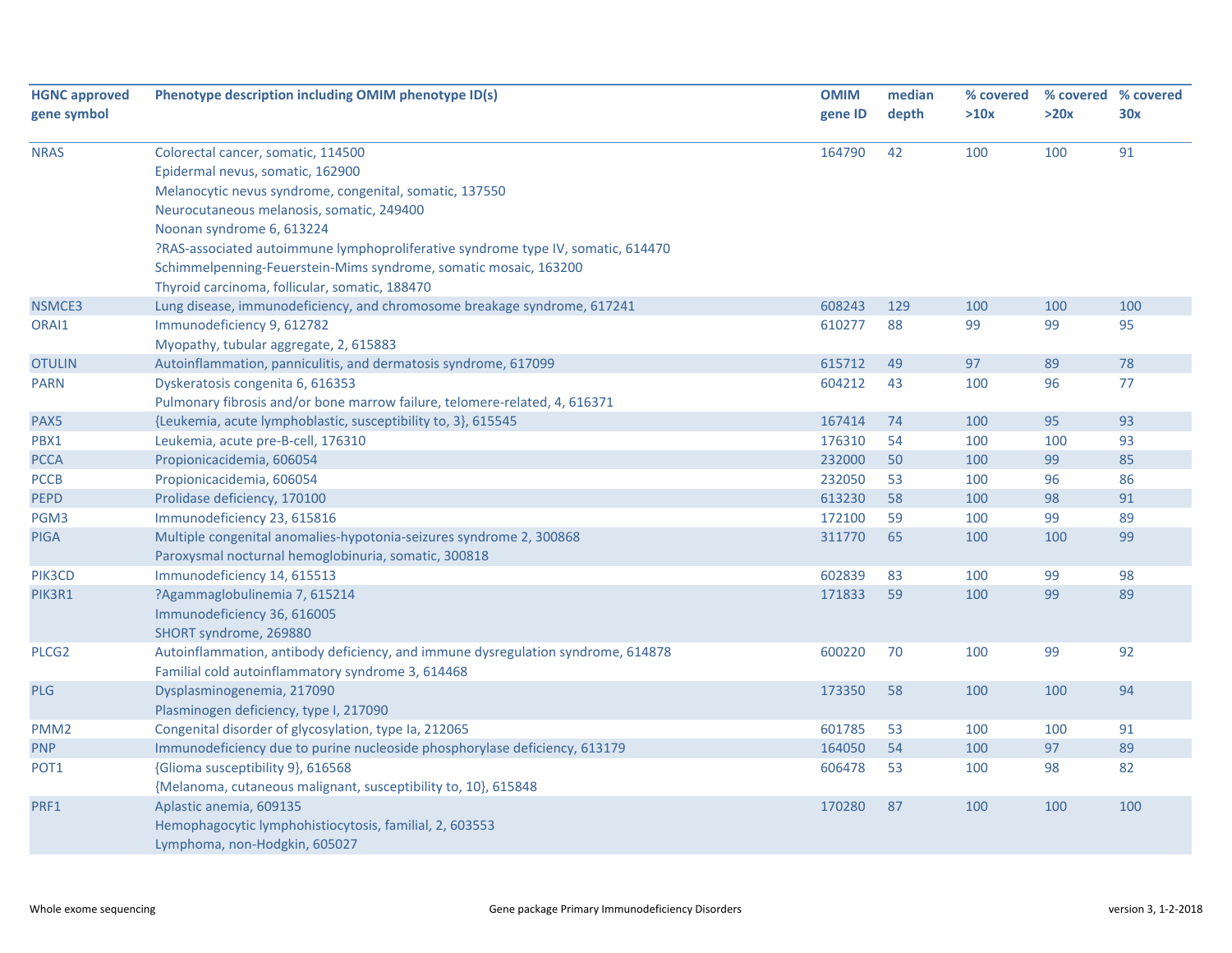| HGNC approved gene symbol | Phenotype description including OMIM phenotype ID(s) | OMIM gene ID | median depth | % covered >10x | % covered >20x | % covered 30x |
|---|---|---|---|---|---|---|
| NRAS | Colorectal cancer, somatic, 114500<br>Epidermal nevus, somatic, 162900<br>Melanocytic nevus syndrome, congenital, somatic, 137550<br>Neurocutaneous melanosis, somatic, 249400<br>Noonan syndrome 6, 613224<br>?RAS-associated autoimmune lymphoproliferative syndrome type IV, somatic, 614470<br>Schimmelpenning-Feuerstein-Mims syndrome, somatic mosaic, 163200<br>Thyroid carcinoma, follicular, somatic, 188470 | 164790 | 42 | 100 | 100 | 91 |
| NSMCE3 | Lung disease, immunodeficiency, and chromosome breakage syndrome, 617241 | 608243 | 129 | 100 | 100 | 100 |
| ORAI1 | Immunodeficiency 9, 612782<br>Myopathy, tubular aggregate, 2, 615883 | 610277 | 88 | 99 | 99 | 95 |
| OTULIN | Autoinflammation, panniculitis, and dermatosis syndrome, 617099 | 615712 | 49 | 97 | 89 | 78 |
| PARN | Dyskeratosis congenita 6, 616353<br>Pulmonary fibrosis and/or bone marrow failure, telomere-related, 4, 616371 | 604212 | 43 | 100 | 96 | 77 |
| PAX5 | {Leukemia, acute lymphoblastic, susceptibility to, 3}, 615545 | 167414 | 74 | 100 | 95 | 93 |
| PBX1 | Leukemia, acute pre-B-cell, 176310 | 176310 | 54 | 100 | 100 | 93 |
| PCCA | Propionicacidemia, 606054 | 232000 | 50 | 100 | 99 | 85 |
| PCCB | Propionicacidemia, 606054 | 232050 | 53 | 100 | 96 | 86 |
| PEPD | Prolidase deficiency, 170100 | 613230 | 58 | 100 | 98 | 91 |
| PGM3 | Immunodeficiency 23, 615816 | 172100 | 59 | 100 | 99 | 89 |
| PIGA | Multiple congenital anomalies-hypotonia-seizures syndrome 2, 300868<br>Paroxysmal nocturnal hemoglobinuria, somatic, 300818 | 311770 | 65 | 100 | 100 | 99 |
| PIK3CD | Immunodeficiency 14, 615513 | 602839 | 83 | 100 | 99 | 98 |
| PIK3R1 | ?Agammaglobulinemia 7, 615214<br>Immunodeficiency 36, 616005<br>SHORT syndrome, 269880 | 171833 | 59 | 100 | 99 | 89 |
| PLCG2 | Autoinflammation, antibody deficiency, and immune dysregulation syndrome, 614878<br>Familial cold autoinflammatory syndrome 3, 614468 | 600220 | 70 | 100 | 99 | 92 |
| PLG | Dysplasminogenemia, 217090<br>Plasminogen deficiency, type I, 217090 | 173350 | 58 | 100 | 100 | 94 |
| PMM2 | Congenital disorder of glycosylation, type Ia, 212065 | 601785 | 53 | 100 | 100 | 91 |
| PNP | Immunodeficiency due to purine nucleoside phosphorylase deficiency, 613179 | 164050 | 54 | 100 | 97 | 89 |
| POT1 | {Glioma susceptibility 9}, 616568<br>{Melanoma, cutaneous malignant, susceptibility to, 10}, 615848 | 606478 | 53 | 100 | 98 | 82 |
| PRF1 | Aplastic anemia, 609135<br>Hemophagocytic lymphohistiocytosis, familial, 2, 603553<br>Lymphoma, non-Hodgkin, 605027 | 170280 | 87 | 100 | 100 | 100 |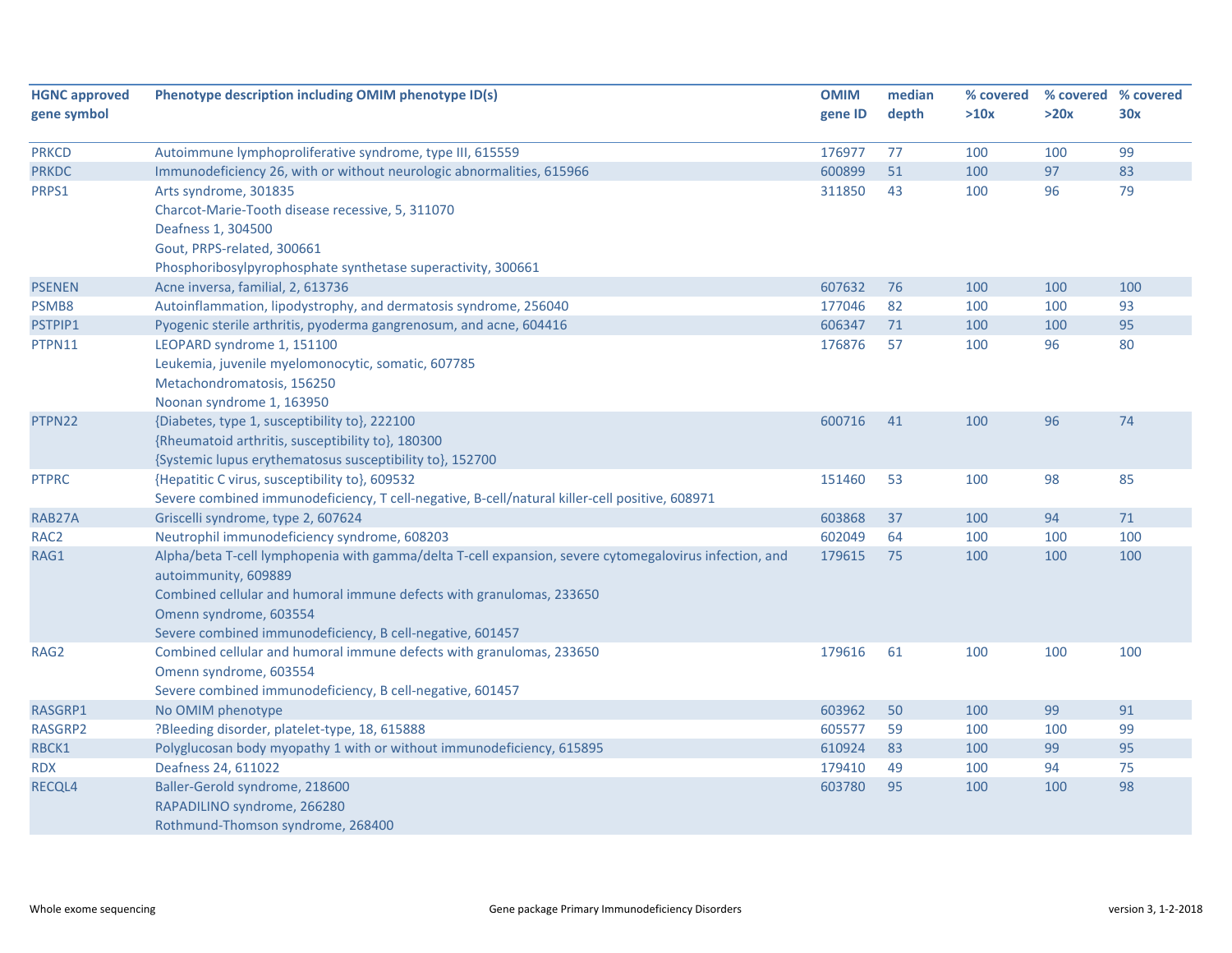| HGNC approved gene symbol | Phenotype description including OMIM phenotype ID(s) | OMIM gene ID | median depth | % covered >10x | % covered >20x | % covered 30x |
|---|---|---|---|---|---|---|
| PRKCD | Autoimmune lymphoproliferative syndrome, type III, 615559 | 176977 | 77 | 100 | 100 | 99 |
| PRKDC | Immunodeficiency 26, with or without neurologic abnormalities, 615966 | 600899 | 51 | 100 | 97 | 83 |
| PRPS1 | Arts syndrome, 301835<br>Charcot-Marie-Tooth disease recessive, 5, 311070<br>Deafness 1, 304500<br>Gout, PRPS-related, 300661<br>Phosphoribosylpyrophosphate synthetase superactivity, 300661 | 311850 | 43 | 100 | 96 | 79 |
| PSENEN | Acne inversa, familial, 2, 613736 | 607632 | 76 | 100 | 100 | 100 |
| PSMB8 | Autoinflammation, lipodystrophy, and dermatosis syndrome, 256040 | 177046 | 82 | 100 | 100 | 93 |
| PSTPIP1 | Pyogenic sterile arthritis, pyoderma gangrenosum, and acne, 604416 | 606347 | 71 | 100 | 100 | 95 |
| PTPN11 | LEOPARD syndrome 1, 151100<br>Leukemia, juvenile myelomonocytic, somatic, 607785<br>Metachondromatosis, 156250<br>Noonan syndrome 1, 163950 | 176876 | 57 | 100 | 96 | 80 |
| PTPN22 | {Diabetes, type 1, susceptibility to}, 222100<br>{Rheumatoid arthritis, susceptibility to}, 180300<br>{Systemic lupus erythematosus susceptibility to}, 152700 | 600716 | 41 | 100 | 96 | 74 |
| PTPRC | {Hepatitic C virus, susceptibility to}, 609532<br>Severe combined immunodeficiency, T cell-negative, B-cell/natural killer-cell positive, 608971 | 151460 | 53 | 100 | 98 | 85 |
| RAB27A | Griscelli syndrome, type 2, 607624 | 603868 | 37 | 100 | 94 | 71 |
| RAC2 | Neutrophil immunodeficiency syndrome, 608203 | 602049 | 64 | 100 | 100 | 100 |
| RAG1 | Alpha/beta T-cell lymphopenia with gamma/delta T-cell expansion, severe cytomegalovirus infection, and autoimmunity, 609889<br>Combined cellular and humoral immune defects with granulomas, 233650<br>Omenn syndrome, 603554<br>Severe combined immunodeficiency, B cell-negative, 601457 | 179615 | 75 | 100 | 100 | 100 |
| RAG2 | Combined cellular and humoral immune defects with granulomas, 233650<br>Omenn syndrome, 603554<br>Severe combined immunodeficiency, B cell-negative, 601457 | 179616 | 61 | 100 | 100 | 100 |
| RASGRP1 | No OMIM phenotype | 603962 | 50 | 100 | 99 | 91 |
| RASGRP2 | ?Bleeding disorder, platelet-type, 18, 615888 | 605577 | 59 | 100 | 100 | 99 |
| RBCK1 | Polyglucosan body myopathy 1 with or without immunodeficiency, 615895 | 610924 | 83 | 100 | 99 | 95 |
| RDX | Deafness 24, 611022 | 179410 | 49 | 100 | 94 | 75 |
| RECQL4 | Baller-Gerold syndrome, 218600<br>RAPADILINO syndrome, 266280<br>Rothmund-Thomson syndrome, 268400 | 603780 | 95 | 100 | 100 | 98 |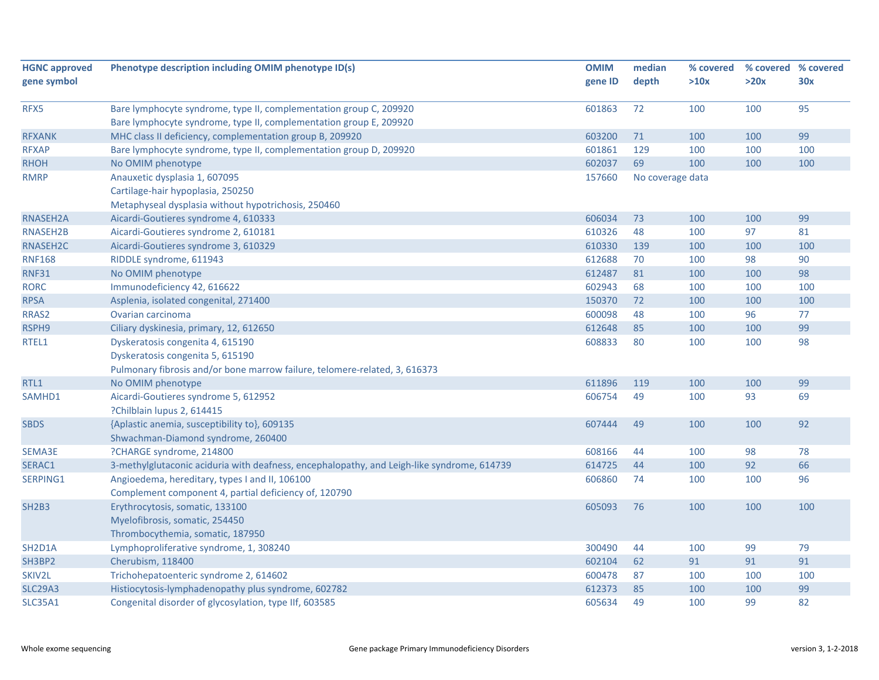| HGNC approved gene symbol | Phenotype description including OMIM phenotype ID(s) | OMIM gene ID | median depth | % covered >10x | % covered >20x | % covered 30x |
|---|---|---|---|---|---|---|
| RFX5 | Bare lymphocyte syndrome, type II, complementation group C, 209920<br>Bare lymphocyte syndrome, type II, complementation group E, 209920 | 601863 | 72 | 100 | 100 | 95 |
| RFXANK | MHC class II deficiency, complementation group B, 209920 | 603200 | 71 | 100 | 100 | 99 |
| RFXAP | Bare lymphocyte syndrome, type II, complementation group D, 209920 | 601861 | 129 | 100 | 100 | 100 |
| RHOH | No OMIM phenotype | 602037 | 69 | 100 | 100 | 100 |
| RMRP | Anauxetic dysplasia 1, 607095<br>Cartilage-hair hypoplasia, 250250<br>Metaphyseal dysplasia without hypotrichosis, 250460 | 157660 | No coverage data | | | |
| RNASEH2A | Aicardi-Goutieres syndrome 4, 610333 | 606034 | 73 | 100 | 100 | 99 |
| RNASEH2B | Aicardi-Goutieres syndrome 2, 610181 | 610326 | 48 | 100 | 97 | 81 |
| RNASEH2C | Aicardi-Goutieres syndrome 3, 610329 | 610330 | 139 | 100 | 100 | 100 |
| RNF168 | RIDDLE syndrome, 611943 | 612688 | 70 | 100 | 98 | 90 |
| RNF31 | No OMIM phenotype | 612487 | 81 | 100 | 100 | 98 |
| RORC | Immunodeficiency 42, 616622 | 602943 | 68 | 100 | 100 | 100 |
| RPSA | Asplenia, isolated congenital, 271400 | 150370 | 72 | 100 | 100 | 100 |
| RRAS2 | Ovarian carcinoma | 600098 | 48 | 100 | 96 | 77 |
| RSPH9 | Ciliary dyskinesia, primary, 12, 612650 | 612648 | 85 | 100 | 100 | 99 |
| RTEL1 | Dyskeratosis congenita 4, 615190<br>Dyskeratosis congenita 5, 615190<br>Pulmonary fibrosis and/or bone marrow failure, telomere-related, 3, 616373 | 608833 | 80 | 100 | 100 | 98 |
| RTL1 | No OMIM phenotype | 611896 | 119 | 100 | 100 | 99 |
| SAMHD1 | Aicardi-Goutieres syndrome 5, 612952<br>?Chilblain lupus 2, 614415 | 606754 | 49 | 100 | 93 | 69 |
| SBDS | {Aplastic anemia, susceptibility to}, 609135<br>Shwachman-Diamond syndrome, 260400 | 607444 | 49 | 100 | 100 | 92 |
| SEMA3E | ?CHARGE syndrome, 214800 | 608166 | 44 | 100 | 98 | 78 |
| SERAC1 | 3-methylglutaconic aciduria with deafness, encephalopathy, and Leigh-like syndrome, 614739 | 614725 | 44 | 100 | 92 | 66 |
| SERPING1 | Angioedema, hereditary, types I and II, 106100<br>Complement component 4, partial deficiency of, 120790 | 606860 | 74 | 100 | 100 | 96 |
| SH2B3 | Erythrocytosis, somatic, 133100<br>Myelofibrosis, somatic, 254450<br>Thrombocythemia, somatic, 187950 | 605093 | 76 | 100 | 100 | 100 |
| SH2D1A | Lymphoproliferative syndrome, 1, 308240 | 300490 | 44 | 100 | 99 | 79 |
| SH3BP2 | Cherubism, 118400 | 602104 | 62 | 91 | 91 | 91 |
| SKIV2L | Trichohepatoenteric syndrome 2, 614602 | 600478 | 87 | 100 | 100 | 100 |
| SLC29A3 | Histiocytosis-lymphadenopathy plus syndrome, 602782 | 612373 | 85 | 100 | 100 | 99 |
| SLC35A1 | Congenital disorder of glycosylation, type IIf, 603585 | 605634 | 49 | 100 | 99 | 82 |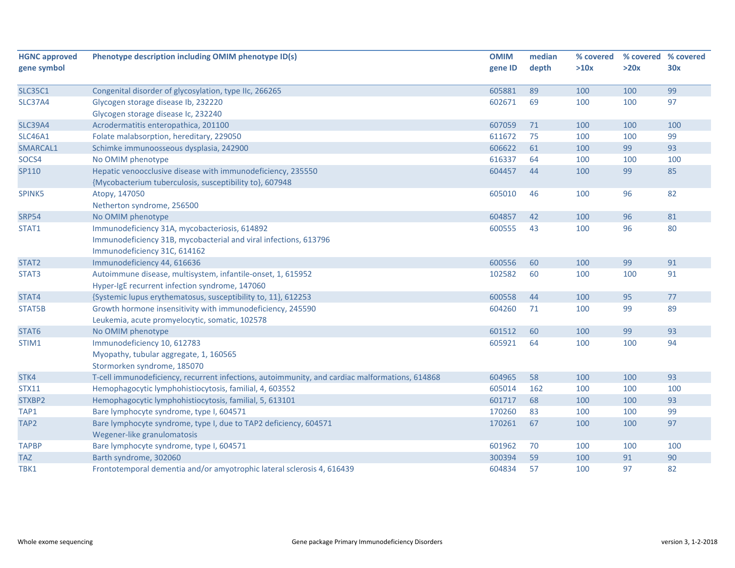| HGNC approved gene symbol | Phenotype description including OMIM phenotype ID(s) | OMIM gene ID | median depth | % covered >10x | % covered >20x | % covered 30x |
|---|---|---|---|---|---|---|
| SLC35C1 | Congenital disorder of glycosylation, type IIc, 266265 | 605881 | 89 | 100 | 100 | 99 |
| SLC37A4 | Glycogen storage disease Ib, 232220<br>Glycogen storage disease Ic, 232240 | 602671 | 69 | 100 | 100 | 97 |
| SLC39A4 | Acrodermatitis enteropathica, 201100 | 607059 | 71 | 100 | 100 | 100 |
| SLC46A1 | Folate malabsorption, hereditary, 229050 | 611672 | 75 | 100 | 100 | 99 |
| SMARCAL1 | Schimke immunoosseous dysplasia, 242900 | 606622 | 61 | 100 | 99 | 93 |
| SOCS4 | No OMIM phenotype | 616337 | 64 | 100 | 100 | 100 |
| SP110 | Hepatic venoocclusive disease with immunodeficiency, 235550<br>{Mycobacterium tuberculosis, susceptibility to}, 607948 | 604457 | 44 | 100 | 99 | 85 |
| SPINK5 | Atopy, 147050<br>Netherton syndrome, 256500 | 605010 | 46 | 100 | 96 | 82 |
| SRP54 | No OMIM phenotype | 604857 | 42 | 100 | 96 | 81 |
| STAT1 | Immunodeficiency 31A, mycobacteriosis, 614892<br>Immunodeficiency 31B, mycobacterial and viral infections, 613796<br>Immunodeficiency 31C, 614162 | 600555 | 43 | 100 | 96 | 80 |
| STAT2 | Immunodeficiency 44, 616636 | 600556 | 60 | 100 | 99 | 91 |
| STAT3 | Autoimmune disease, multisystem, infantile-onset, 1, 615952<br>Hyper-IgE recurrent infection syndrome, 147060 | 102582 | 60 | 100 | 100 | 91 |
| STAT4 | {Systemic lupus erythematosus, susceptibility to, 11}, 612253 | 600558 | 44 | 100 | 95 | 77 |
| STAT5B | Growth hormone insensitivity with immunodeficiency, 245590<br>Leukemia, acute promyelocytic, somatic, 102578 | 604260 | 71 | 100 | 99 | 89 |
| STAT6 | No OMIM phenotype | 601512 | 60 | 100 | 99 | 93 |
| STIM1 | Immunodeficiency 10, 612783<br>Myopathy, tubular aggregate, 1, 160565<br>Stormorken syndrome, 185070 | 605921 | 64 | 100 | 100 | 94 |
| STK4 | T-cell immunodeficiency, recurrent infections, autoimmunity, and cardiac malformations, 614868 | 604965 | 58 | 100 | 100 | 93 |
| STX11 | Hemophagocytic lymphohistiocytosis, familial, 4, 603552 | 605014 | 162 | 100 | 100 | 100 |
| STXBP2 | Hemophagocytic lymphohistiocytosis, familial, 5, 613101 | 601717 | 68 | 100 | 100 | 93 |
| TAP1 | Bare lymphocyte syndrome, type I, 604571 | 170260 | 83 | 100 | 100 | 99 |
| TAP2 | Bare lymphocyte syndrome, type I, due to TAP2 deficiency, 604571<br>Wegener-like granulomatosis | 170261 | 67 | 100 | 100 | 97 |
| TAPBP | Bare lymphocyte syndrome, type I, 604571 | 601962 | 70 | 100 | 100 | 100 |
| TAZ | Barth syndrome, 302060 | 300394 | 59 | 100 | 91 | 90 |
| TBK1 | Frontotemporal dementia and/or amyotrophic lateral sclerosis 4, 616439 | 604834 | 57 | 100 | 97 | 82 |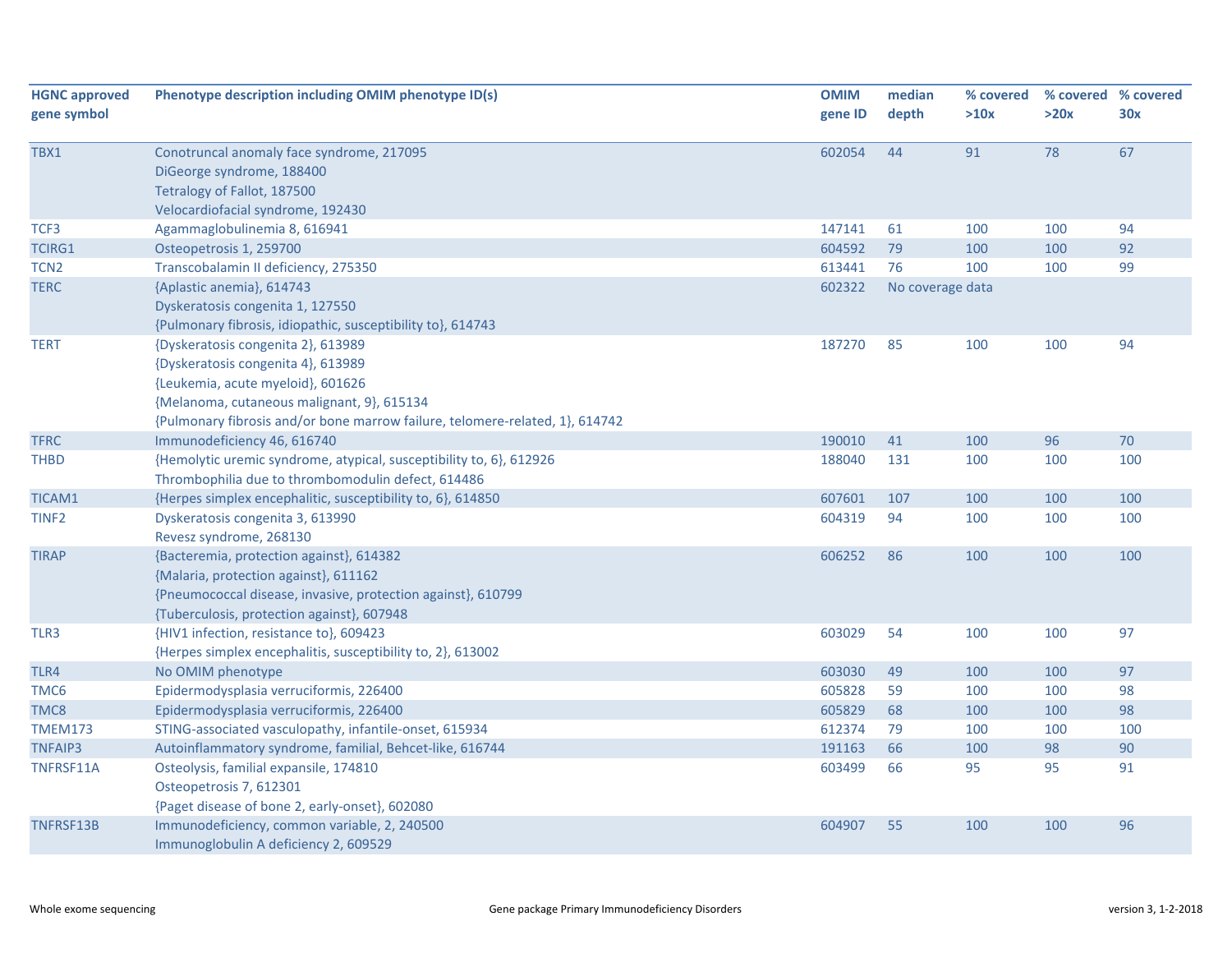| HGNC approved gene symbol | Phenotype description including OMIM phenotype ID(s) | OMIM gene ID | median depth | % covered >10x | % covered >20x | % covered 30x |
|---|---|---|---|---|---|---|
| TBX1 | Conotruncal anomaly face syndrome, 217095<br>DiGeorge syndrome, 188400<br>Tetralogy of Fallot, 187500<br>Velocardiofacial syndrome, 192430 | 602054 | 44 | 91 | 78 | 67 |
| TCF3 | Agammaglobulinemia 8, 616941 | 147141 | 61 | 100 | 100 | 94 |
| TCIRG1 | Osteopetrosis 1, 259700 | 604592 | 79 | 100 | 100 | 92 |
| TCN2 | Transcobalamin II deficiency, 275350 | 613441 | 76 | 100 | 100 | 99 |
| TERC | {Aplastic anemia}, 614743<br>Dyskeratosis congenita 1, 127550<br>{Pulmonary fibrosis, idiopathic, susceptibility to}, 614743 | 602322 | No coverage data | | | |
| TERT | {Dyskeratosis congenita 2}, 613989<br>{Dyskeratosis congenita 4}, 613989<br>{Leukemia, acute myeloid}, 601626<br>{Melanoma, cutaneous malignant, 9}, 615134<br>{Pulmonary fibrosis and/or bone marrow failure, telomere-related, 1}, 614742 | 187270 | 85 | 100 | 100 | 94 |
| TFRC | Immunodeficiency 46, 616740 | 190010 | 41 | 100 | 96 | 70 |
| THBD | {Hemolytic uremic syndrome, atypical, susceptibility to, 6}, 612926<br>Thrombophilia due to thrombomodulin defect, 614486 | 188040 | 131 | 100 | 100 | 100 |
| TICAM1 | {Herpes simplex encephalitic, susceptibility to, 6}, 614850 | 607601 | 107 | 100 | 100 | 100 |
| TINF2 | Dyskeratosis congenita 3, 613990<br>Revesz syndrome, 268130 | 604319 | 94 | 100 | 100 | 100 |
| TIRAP | {Bacteremia, protection against}, 614382<br>{Malaria, protection against}, 611162<br>{Pneumococcal disease, invasive, protection against}, 610799<br>{Tuberculosis, protection against}, 607948 | 606252 | 86 | 100 | 100 | 100 |
| TLR3 | {HIV1 infection, resistance to}, 609423<br>{Herpes simplex encephalitis, susceptibility to, 2}, 613002 | 603029 | 54 | 100 | 100 | 97 |
| TLR4 | No OMIM phenotype | 603030 | 49 | 100 | 100 | 97 |
| TMC6 | Epidermodysplasia verruciformis, 226400 | 605828 | 59 | 100 | 100 | 98 |
| TMC8 | Epidermodysplasia verruciformis, 226400 | 605829 | 68 | 100 | 100 | 98 |
| TMEM173 | STING-associated vasculopathy, infantile-onset, 615934 | 612374 | 79 | 100 | 100 | 100 |
| TNFAIP3 | Autoinflammatory syndrome, familial, Behcet-like, 616744 | 191163 | 66 | 100 | 98 | 90 |
| TNFRSF11A | Osteolysis, familial expansile, 174810<br>Osteopetrosis 7, 612301<br>{Paget disease of bone 2, early-onset}, 602080 | 603499 | 66 | 95 | 95 | 91 |
| TNFRSF13B | Immunodeficiency, common variable, 2, 240500<br>Immunoglobulin A deficiency 2, 609529 | 604907 | 55 | 100 | 100 | 96 |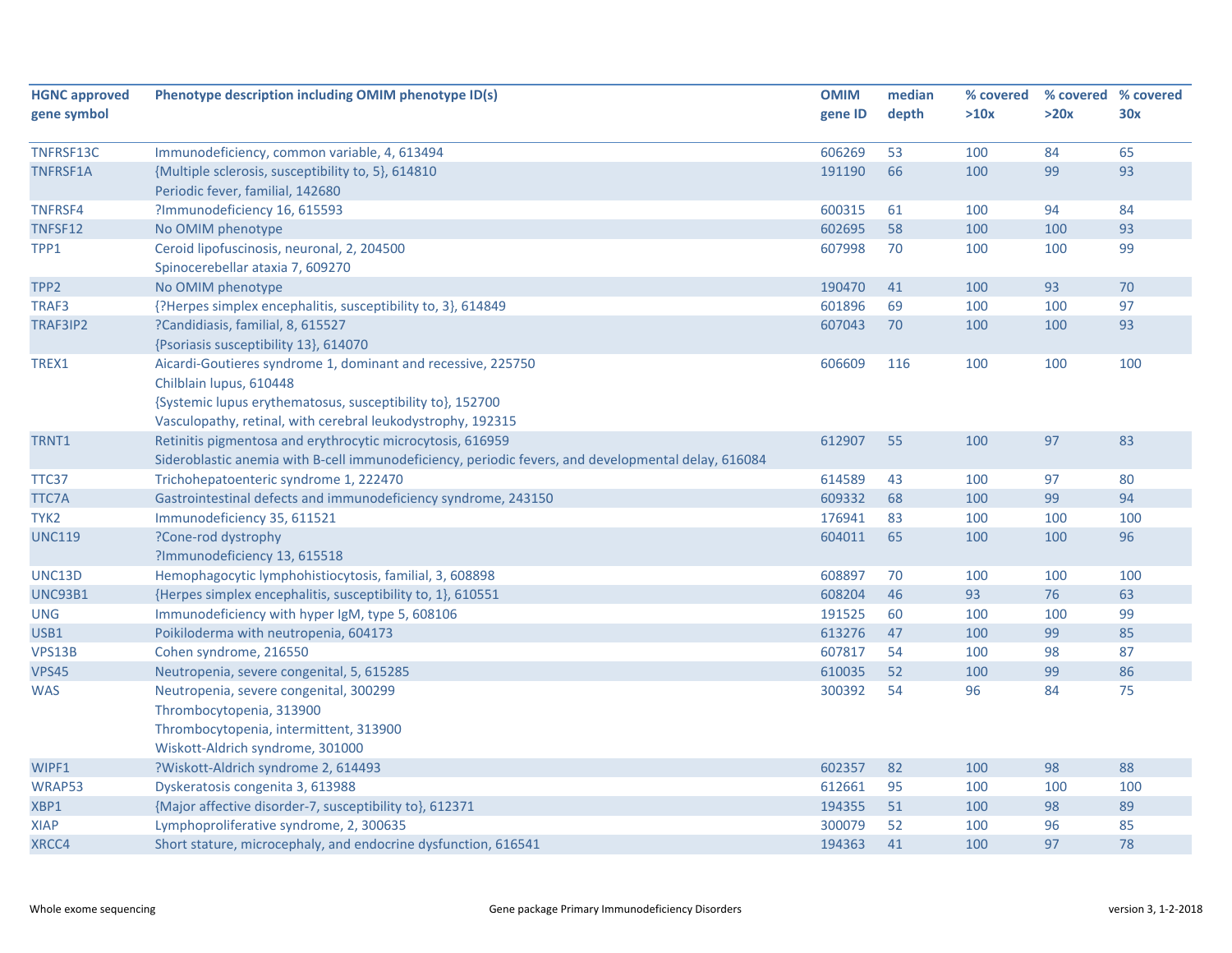| HGNC approved gene symbol | Phenotype description including OMIM phenotype ID(s) | OMIM gene ID | median depth | % covered >10x | % covered >20x | % covered 30x |
|---|---|---|---|---|---|---|
| TNFRSF13C | Immunodeficiency, common variable, 4, 613494 | 606269 | 53 | 100 | 84 | 65 |
| TNFRSF1A | {Multiple sclerosis, susceptibility to, 5}, 614810<br>Periodic fever, familial, 142680 | 191190 | 66 | 100 | 99 | 93 |
| TNFRSF4 | ?Immunodeficiency 16, 615593 | 600315 | 61 | 100 | 94 | 84 |
| TNFSF12 | No OMIM phenotype | 602695 | 58 | 100 | 100 | 93 |
| TPP1 | Ceroid lipofuscinosis, neuronal, 2, 204500<br>Spinocerebellar ataxia 7, 609270 | 607998 | 70 | 100 | 100 | 99 |
| TPP2 | No OMIM phenotype | 190470 | 41 | 100 | 93 | 70 |
| TRAF3 | {?Herpes simplex encephalitis, susceptibility to, 3}, 614849 | 601896 | 69 | 100 | 100 | 97 |
| TRAF3IP2 | ?Candidiasis, familial, 8, 615527<br>{Psoriasis susceptibility 13}, 614070 | 607043 | 70 | 100 | 100 | 93 |
| TREX1 | Aicardi-Goutieres syndrome 1, dominant and recessive, 225750<br>Chilblain lupus, 610448<br>{Systemic lupus erythematosus, susceptibility to}, 152700<br>Vasculopathy, retinal, with cerebral leukodystrophy, 192315 | 606609 | 116 | 100 | 100 | 100 |
| TRNT1 | Retinitis pigmentosa and erythrocytic microcytosis, 616959<br>Sideroblastic anemia with B-cell immunodeficiency, periodic fevers, and developmental delay, 616084 | 612907 | 55 | 100 | 97 | 83 |
| TTC37 | Trichohepatoenteric syndrome 1, 222470 | 614589 | 43 | 100 | 97 | 80 |
| TTC7A | Gastrointestinal defects and immunodeficiency syndrome, 243150 | 609332 | 68 | 100 | 99 | 94 |
| TYK2 | Immunodeficiency 35, 611521 | 176941 | 83 | 100 | 100 | 100 |
| UNC119 | ?Cone-rod dystrophy<br>?Immunodeficiency 13, 615518 | 604011 | 65 | 100 | 100 | 96 |
| UNC13D | Hemophagocytic lymphohistiocytosis, familial, 3, 608898 | 608897 | 70 | 100 | 100 | 100 |
| UNC93B1 | {Herpes simplex encephalitis, susceptibility to, 1}, 610551 | 608204 | 46 | 93 | 76 | 63 |
| UNG | Immunodeficiency with hyper IgM, type 5, 608106 | 191525 | 60 | 100 | 100 | 99 |
| USB1 | Poikiloderma with neutropenia, 604173 | 613276 | 47 | 100 | 99 | 85 |
| VPS13B | Cohen syndrome, 216550 | 607817 | 54 | 100 | 98 | 87 |
| VPS45 | Neutropenia, severe congenital, 5, 615285 | 610035 | 52 | 100 | 99 | 86 |
| WAS | Neutropenia, severe congenital, 300299<br>Thrombocytopenia, 313900<br>Thrombocytopenia, intermittent, 313900<br>Wiskott-Aldrich syndrome, 301000 | 300392 | 54 | 96 | 84 | 75 |
| WIPF1 | ?Wiskott-Aldrich syndrome 2, 614493 | 602357 | 82 | 100 | 98 | 88 |
| WRAP53 | Dyskeratosis congenita 3, 613988 | 612661 | 95 | 100 | 100 | 100 |
| XBP1 | {Major affective disorder-7, susceptibility to}, 612371 | 194355 | 51 | 100 | 98 | 89 |
| XIAP | Lymphoproliferative syndrome, 2, 300635 | 300079 | 52 | 100 | 96 | 85 |
| XRCC4 | Short stature, microcephaly, and endocrine dysfunction, 616541 | 194363 | 41 | 100 | 97 | 78 |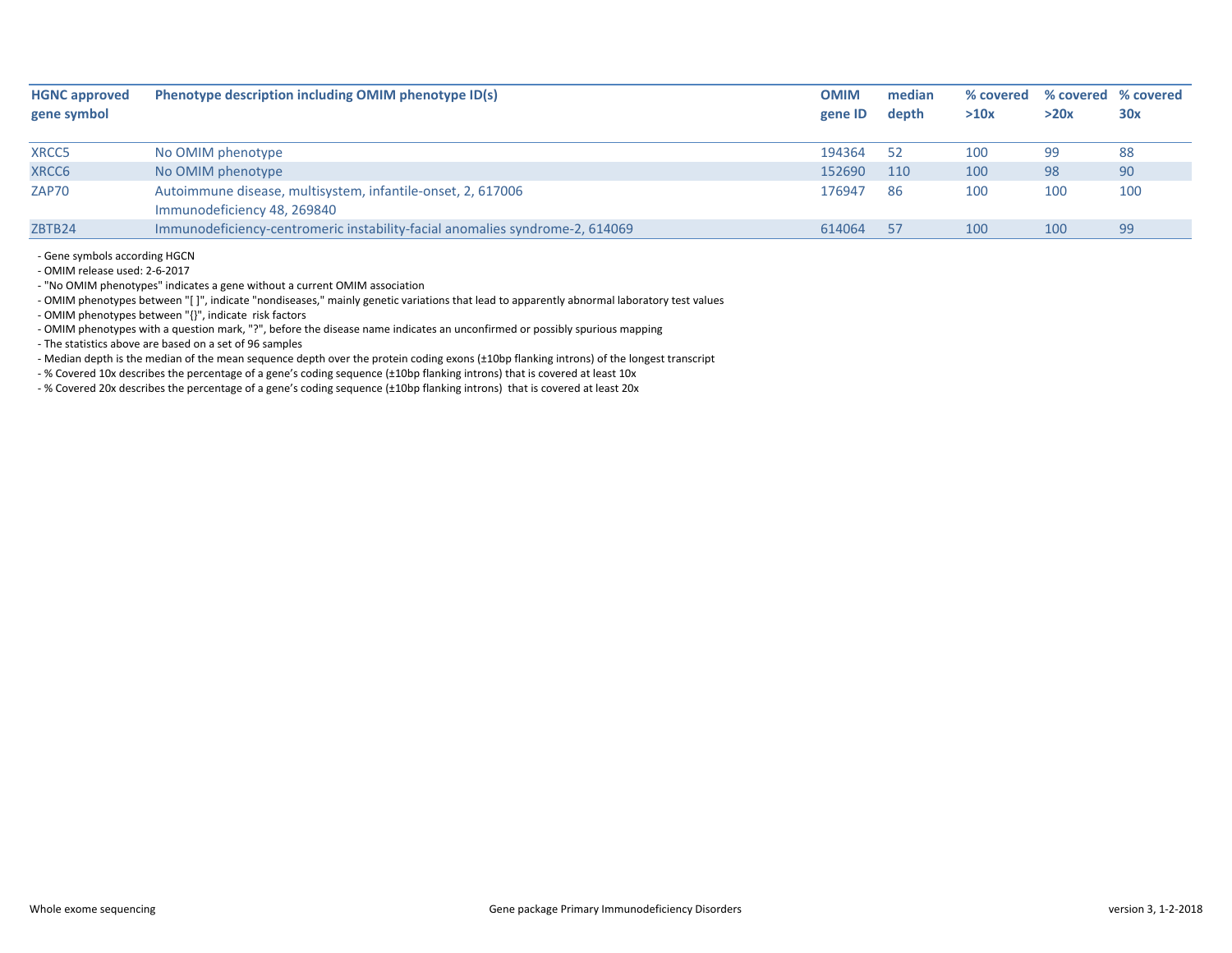| HGNC approved gene symbol | Phenotype description including OMIM phenotype ID(s) | OMIM gene ID | median depth | % covered >10x | % covered >20x | % covered 30x |
|---|---|---|---|---|---|---|
| XRCC5 | No OMIM phenotype | 194364 | 52 | 100 | 99 | 88 |
| XRCC6 | No OMIM phenotype | 152690 | 110 | 100 | 98 | 90 |
| ZAP70 | Autoimmune disease, multisystem, infantile-onset, 2, 617006<br>Immunodeficiency 48, 269840 | 176947 | 86 | 100 | 100 | 100 |
| ZBTB24 | Immunodeficiency-centromeric instability-facial anomalies syndrome-2, 614069 | 614064 | 57 | 100 | 100 | 99 |

- Gene symbols according HGCN
- OMIM release used: 2-6-2017
- "No OMIM phenotypes" indicates a gene without a current OMIM association
- OMIM phenotypes between "[ ]", indicate "nondiseases," mainly genetic variations that lead to apparently abnormal laboratory test values
- OMIM phenotypes between "{}", indicate risk factors
- OMIM phenotypes with a question mark, "?", before the disease name indicates an unconfirmed or possibly spurious mapping
- The statistics above are based on a set of 96 samples
- Median depth is the median of the mean sequence depth over the protein coding exons (±10bp flanking introns) of the longest transcript
- % Covered 10x describes the percentage of a gene's coding sequence (±10bp flanking introns) that is covered at least 10x
- % Covered 20x describes the percentage of a gene's coding sequence (±10bp flanking introns) that is covered at least 20x